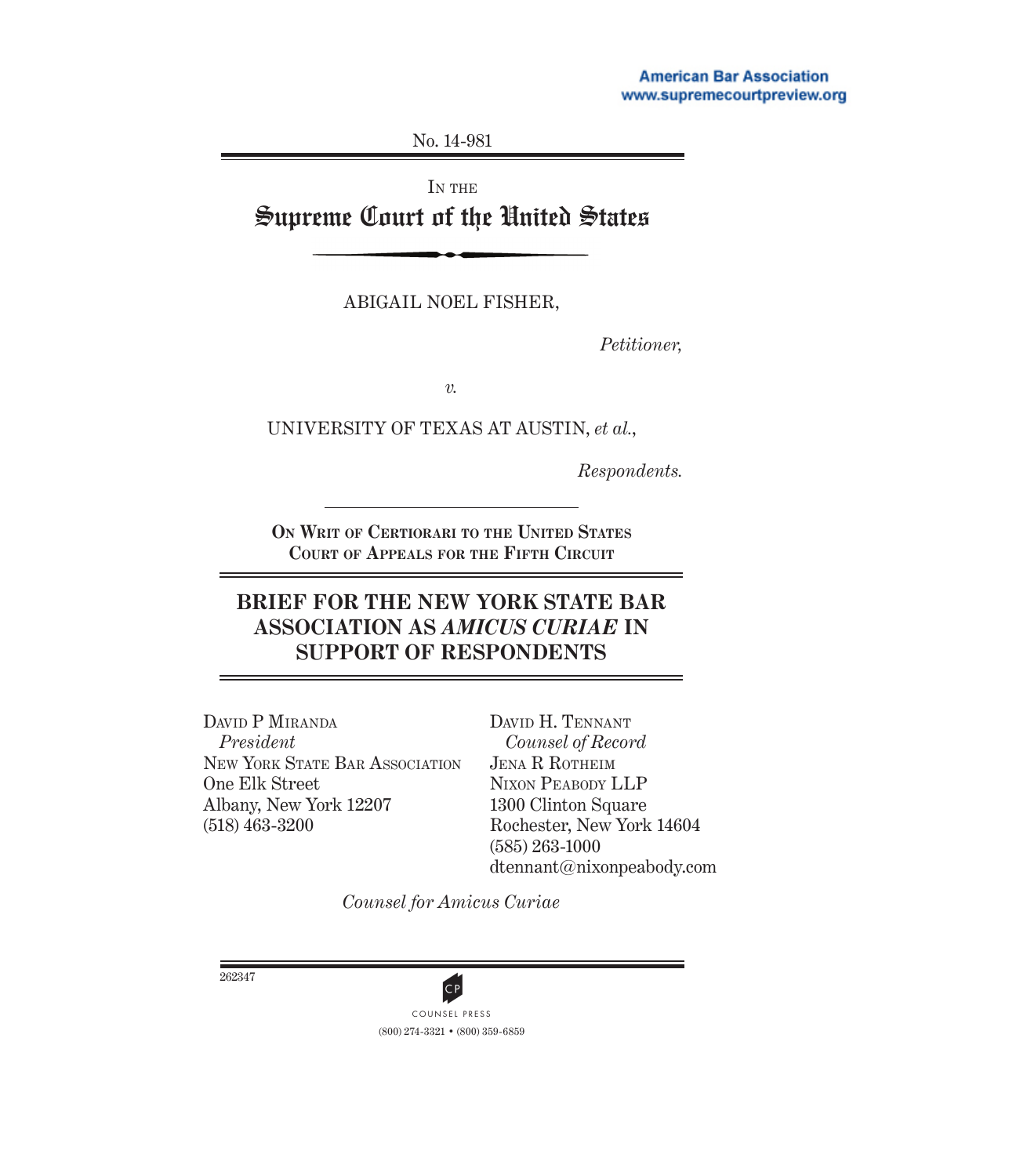American Bar Association
www.supremecourtpreview.org

No. 14-981

IN THE

# Supreme Court of the United States

ABIGAIL NOEL FISHER,

*Petitioner,*

*v.*

UNIVERSITY OF TEXAS AT AUSTIN, *et al.*,

*Respondents.*

**ON WRIT OF CERTIORARI TO THE UNITED STATES COURT OF APPEALS FOR THE FIFTH CIRCUIT**

## BRIEF FOR THE NEW YORK STATE BAR ASSOCIATION AS *AMICUS CURIAE* IN SUPPORT OF RESPONDENTS

DAVID P MIRANDA
*President*
NEW YORK STATE BAR ASSOCIATION
One Elk Street
Albany, New York 12207
(518) 463-3200

DAVID H. TENNANT
*Counsel of Record*
JENA R ROTHEIM
NIXON PEABODY LLP
1300 Clinton Square
Rochester, New York 14604
(585) 263-1000
dtennant@nixonpeabody.com

*Counsel for Amicus Curiae*

262347

COUNSEL PRESS
(800) 274-3321 • (800) 359-6859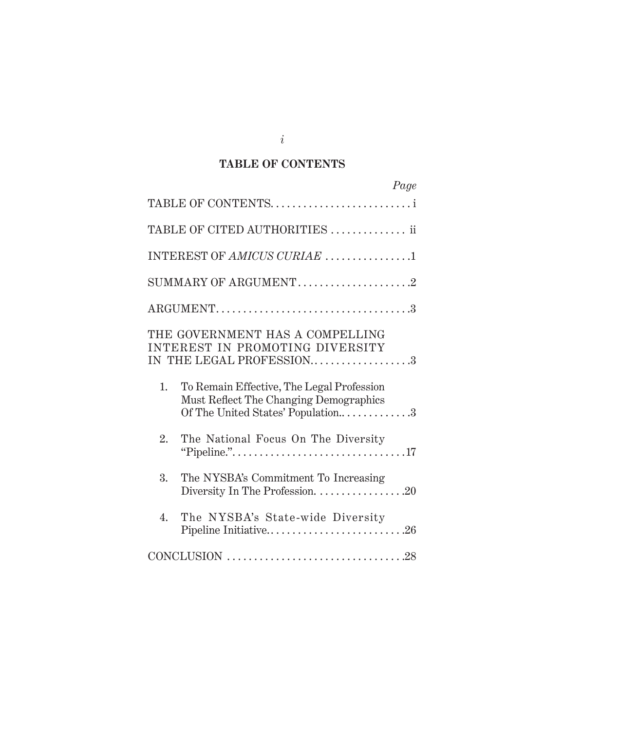## TABLE OF CONTENTS

| | Page |
|---|---|
| TABLE OF CONTENTS | i |
| TABLE OF CITED AUTHORITIES | ii |
| INTEREST OF *AMICUS CURIAE* | 1 |
| SUMMARY OF ARGUMENT | 2 |
| ARGUMENT | 3 |
| THE GOVERNMENT HAS A COMPELLING INTEREST IN PROMOTING DIVERSITY IN THE LEGAL PROFESSION. | 3 |
| 1. To Remain Effective, The Legal Profession Must Reflect The Changing Demographics Of The United States' Population. | 3 |
| 2. The National Focus On The Diversity "Pipeline." | 17 |
| 3. The NYSBA's Commitment To Increasing Diversity In The Profession. | 20 |
| 4. The NYSBA's State-wide Diversity Pipeline Initiative. | 26 |
| CONCLUSION | 28 |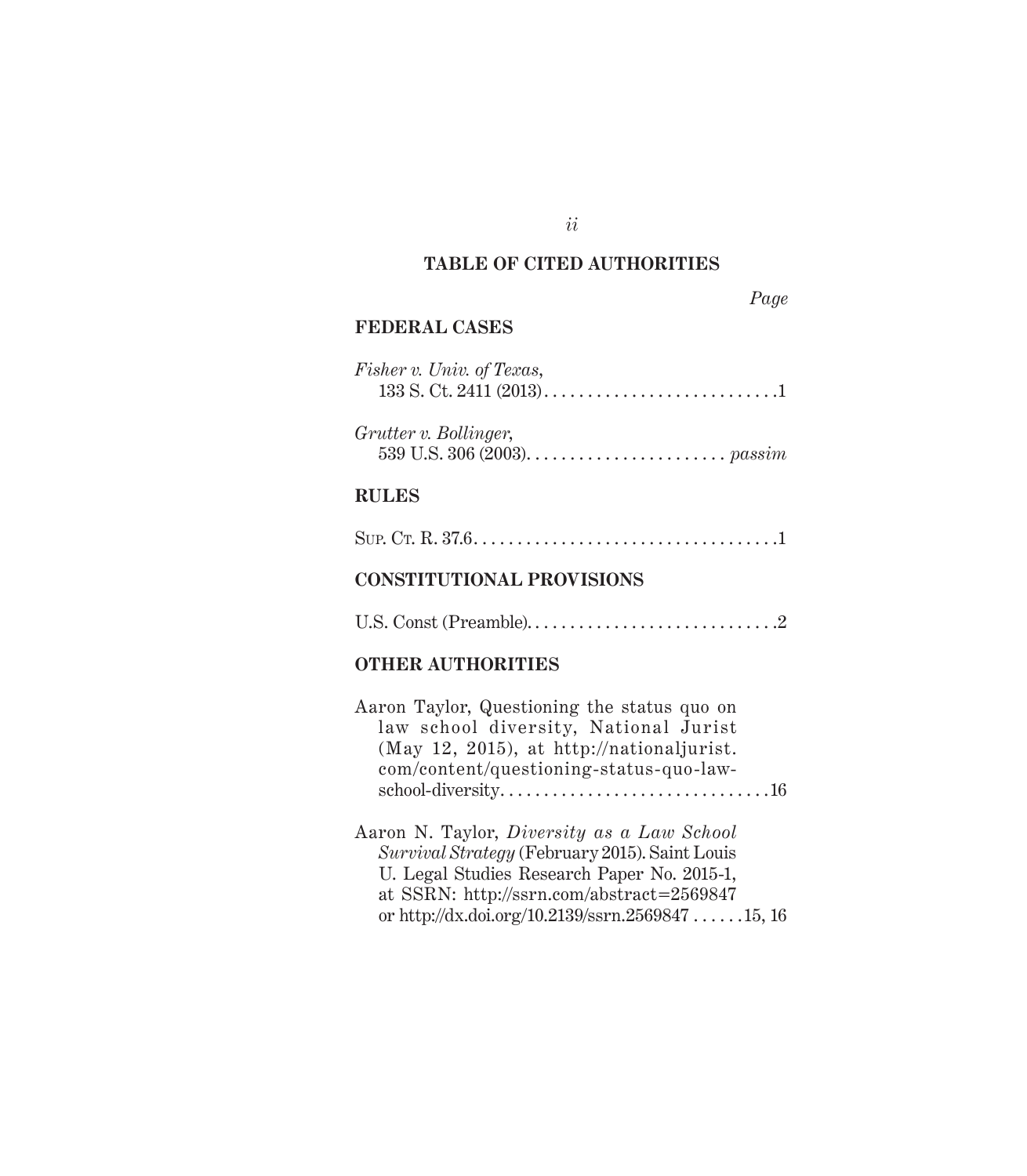## TABLE OF CITED AUTHORITIES

*Page*

### FEDERAL CASES

*Fisher v. Univ. of Texas*,
133 S. Ct. 2411 (2013) . . . . . . . . . . . . . . . . . . . . . . . . . . .1

*Grutter v. Bollinger*,
539 U.S. 306 (2003) . . . . . . . . . . . . . . . . . . . . . . . *passim*

### RULES

Sup. Ct. R. 37.6 . . . . . . . . . . . . . . . . . . . . . . . . . . . . . . . . . . .1

### CONSTITUTIONAL PROVISIONS

U.S. Const (Preamble) . . . . . . . . . . . . . . . . . . . . . . . . . . . . .2

### OTHER AUTHORITIES

Aaron Taylor, Questioning the status quo on law school diversity, National Jurist (May 12, 2015), at http://nationaljurist.com/content/questioning-status-quo-law-school-diversity . . . . . . . . . . . . . . . . . . . . . . . . . . . . . . .16

Aaron N. Taylor, *Diversity as a Law School Survival Strategy* (February 2015). Saint Louis U. Legal Studies Research Paper No. 2015-1, at SSRN: http://ssrn.com/abstract=2569847 or http://dx.doi.org/10.2139/ssrn.2569847 . . . . . .15, 16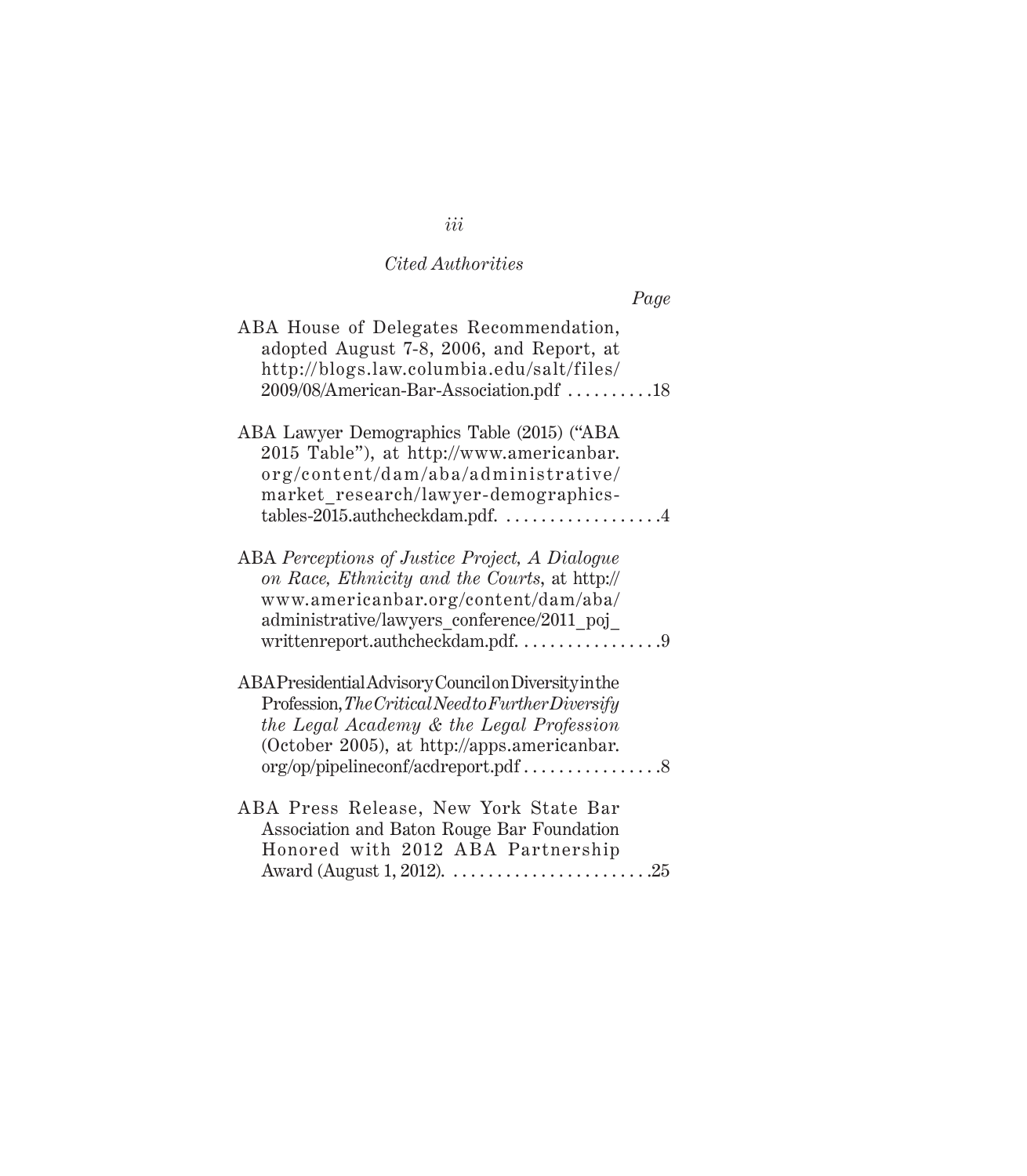*Cited Authorities*

*Page*

ABA House of Delegates Recommendation, adopted August 7-8, 2006, and Report, at http://blogs.law.columbia.edu/salt/files/2009/08/American-Bar-Association.pdf . . . . . . . . . .18

ABA Lawyer Demographics Table (2015) ("ABA 2015 Table"), at http://www.americanbar.org/content/dam/aba/administrative/market_research/lawyer-demographics-tables-2015.authcheckdam.pdf. . . . . . . . . . . . . . . . . . .4

ABA *Perceptions of Justice Project, A Dialogue on Race, Ethnicity and the Courts*, at http://www.americanbar.org/content/dam/aba/administrative/lawyers_conference/2011_poj_writtenreport.authcheckdam.pdf. . . . . . . . . . . . . . . . .9

ABA Presidential Advisory Council on Diversity in the Profession, *The Critical Need to Further Diversify the Legal Academy & the Legal Profession* (October 2005), at http://apps.americanbar.org/op/pipelineconf/acdreport.pdf . . . . . . . . . . . . . . . .8

ABA Press Release, New York State Bar Association and Baton Rouge Bar Foundation Honored with 2012 ABA Partnership Award (August 1, 2012). . . . . . . . . . . . . . . . . . . . . . . .25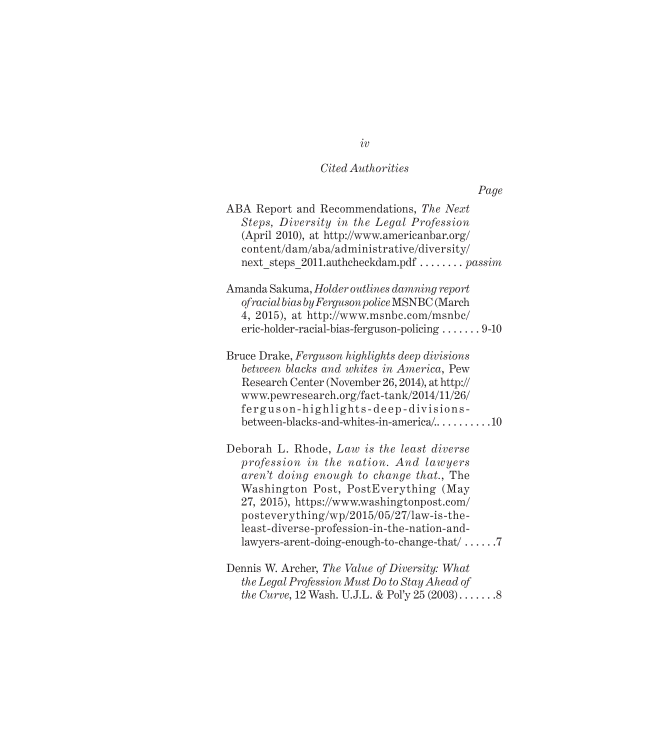*Cited Authorities*

*Page*

ABA Report and Recommendations, *The Next Steps, Diversity in the Legal Profession* (April 2010), at http://www.americanbar.org/content/dam/aba/administrative/diversity/next_steps_2011.authcheckdam.pdf . . . . . . . . *passim*

Amanda Sakuma, *Holder outlines damning report of racial bias by Ferguson police* MSNBC (March 4, 2015), at http://www.msnbc.com/msnbc/eric-holder-racial-bias-ferguson-policing . . . . . . . 9-10

Bruce Drake, *Ferguson highlights deep divisions between blacks and whites in America*, Pew Research Center (November 26, 2014), at http://www.pewresearch.org/fact-tank/2014/11/26/ferguson-highlights-deep-divisions-between-blacks-and-whites-in-america/. . . . . . . . . . .10

Deborah L. Rhode, *Law is the least diverse profession in the nation. And lawyers aren't doing enough to change that.*, The Washington Post, PostEverything (May 27, 2015), https://www.washingtonpost.com/posteverything/wp/2015/05/27/law-is-the-least-diverse-profession-in-the-nation-and-lawyers-arent-doing-enough-to-change-that/ . . . . . .7

Dennis W. Archer, *The Value of Diversity: What the Legal Profession Must Do to Stay Ahead of the Curve*, 12 Wash. U.J.L. & Pol'y 25 (2003) . . . . . . .8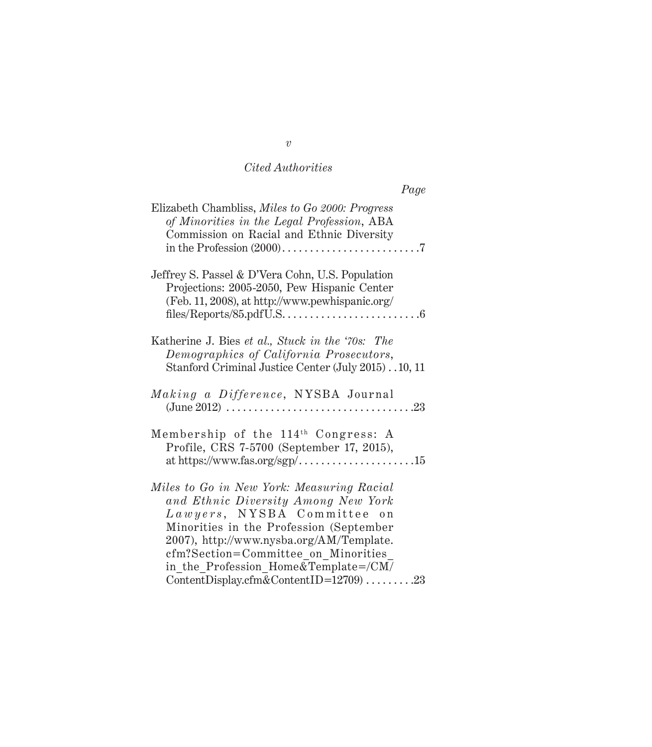*Cited Authorities*

*Page*

Elizabeth Chambliss, *Miles to Go 2000: Progress of Minorities in the Legal Profession*, ABA Commission on Racial and Ethnic Diversity in the Profession (2000) . . . . . . . . . . . . . . . . . . . . . . . . . .7

Jeffrey S. Passel & D'Vera Cohn, U.S. Population Projections: 2005-2050, Pew Hispanic Center (Feb. 11, 2008), at http://www.pewhispanic.org/files/Reports/85.pdfU.S. . . . . . . . . . . . . . . . . . . . . . . . . .6

Katherine J. Bies *et al.*, *Stuck in the '70s: The Demographics of California Prosecutors*, Stanford Criminal Justice Center (July 2015) . . 10, 11

*Making a Difference*, NYSBA Journal (June 2012) . . . . . . . . . . . . . . . . . . . . . . . . . . . . . . . . .23

Membership of the 114th Congress: A Profile, CRS 7-5700 (September 17, 2015), at https://www.fas.org/sgp/ . . . . . . . . . . . . . . . . . . . . .15

*Miles to Go in New York: Measuring Racial and Ethnic Diversity Among New York Lawyers*, NYSBA Committee on Minorities in the Profession (September 2007), http://www.nysba.org/AM/Template.cfm?Section=Committee_on_Minorities_in_the_Profession_Home&Template=/CM/ContentDisplay.cfm&ContentID=12709) . . . . . . . . .23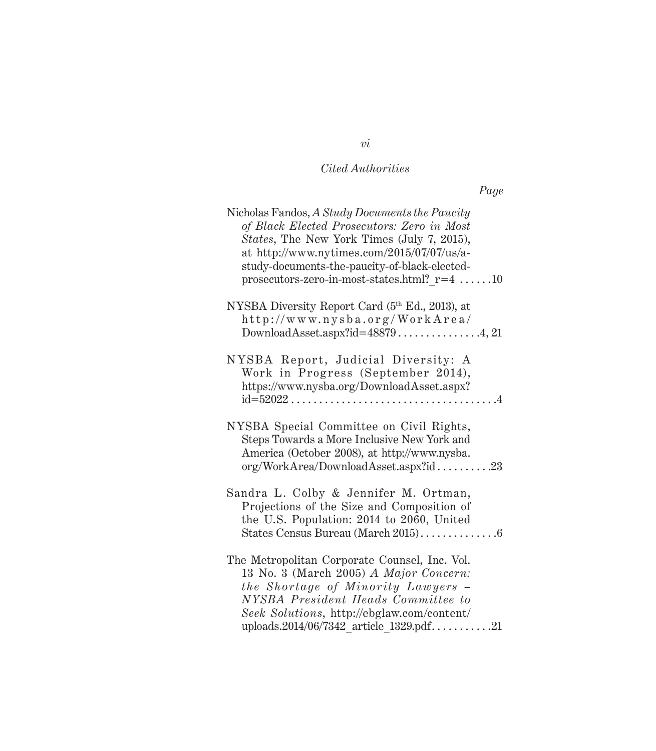*Cited Authorities*

*Page*

Nicholas Fandos, *A Study Documents the Paucity of Black Elected Prosecutors: Zero in Most States*, The New York Times (July 7, 2015), at http://www.nytimes.com/2015/07/07/us/a-study-documents-the-paucity-of-black-elected-prosecutors-zero-in-most-states.html?_r=4 . . . . . .10

NYSBA Diversity Report Card (5th Ed., 2013), at http://www.nysba.org/WorkArea/DownloadAsset.aspx?id=48879 . . . . . . . . . . . . . . .4, 21

NYSBA Report, Judicial Diversity: A Work in Progress (September 2014), https://www.nysba.org/DownloadAsset.aspx?id=52022 . . . . . . . . . . . . . . . . . . . . . . . . . . . . . . . . . . . .4

NYSBA Special Committee on Civil Rights, Steps Towards a More Inclusive New York and America (October 2008), at http://www.nysba.org/WorkArea/DownloadAsset.aspx?id . . . . . . . . . .23

Sandra L. Colby & Jennifer M. Ortman, Projections of the Size and Composition of the U.S. Population: 2014 to 2060, United States Census Bureau (March 2015) . . . . . . . . . . . . . .6

The Metropolitan Corporate Counsel, Inc. Vol. 13 No. 3 (March 2005) *A Major Concern: the Shortage of Minority Lawyers – NYSBA President Heads Committee to Seek Solutions*, http://ebglaw.com/content/uploads.2014/06/7342_article_1329.pdf . . . . . . . . . . .21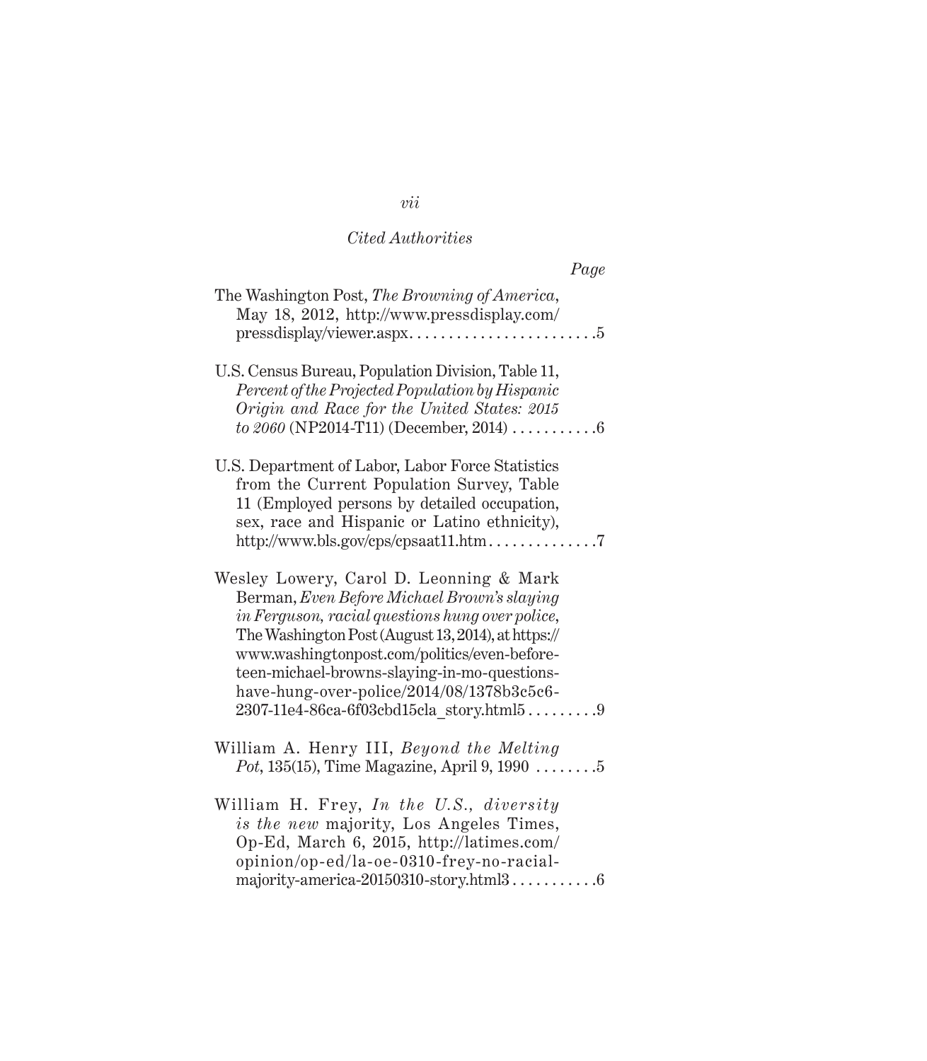*Cited Authorities*

*Page*

The Washington Post, *The Browning of America*, May 18, 2012, http://www.pressdisplay.com/pressdisplay/viewer.aspx. . . . . . . . . . . . . . . . . . . . . . . . .5

U.S. Census Bureau, Population Division, Table 11, *Percent of the Projected Population by Hispanic Origin and Race for the United States: 2015 to 2060* (NP2014-T11) (December, 2014) . . . . . . . . . . .6

U.S. Department of Labor, Labor Force Statistics from the Current Population Survey, Table 11 (Employed persons by detailed occupation, sex, race and Hispanic or Latino ethnicity), http://www.bls.gov/cps/cpsaat11.htm. . . . . . . . . . . . . .7

Wesley Lowery, Carol D. Leonning & Mark Berman, *Even Before Michael Brown's slaying in Ferguson, racial questions hung over police*, The Washington Post (August 13, 2014), at https://www.washingtonpost.com/politics/even-before-teen-michael-browns-slaying-in-mo-questions-have-hung-over-police/2014/08/1378b3c5c6-2307-11e4-86ca-6f03cbd15cla_story.html5 . . . . . . . . .9

William A. Henry III, *Beyond the Melting Pot*, 135(15), Time Magazine, April 9, 1990 . . . . . . . .5

William H. Frey, *In the U.S., diversity is the new* majority, Los Angeles Times, Op-Ed, March 6, 2015, http://latimes.com/opinion/op-ed/la-oe-0310-frey-no-racial-majority-america-20150310-story.html3 . . . . . . . . . . .6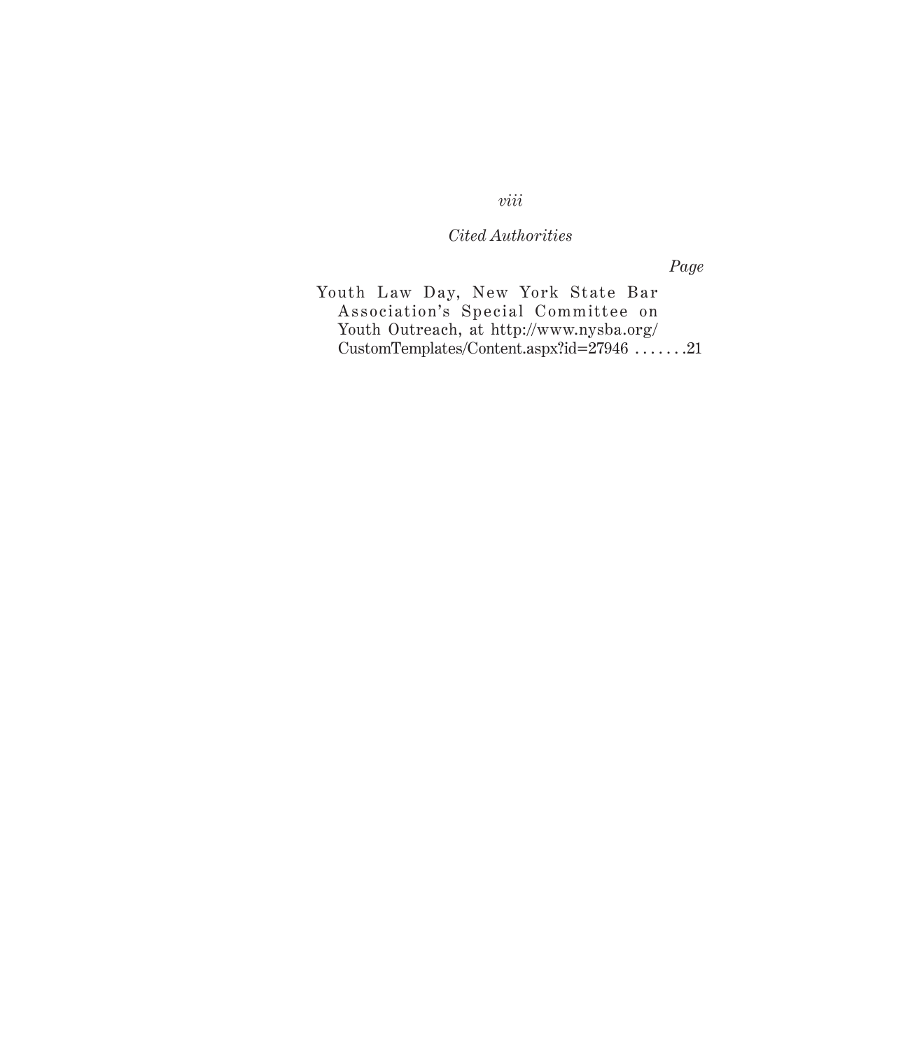*Cited Authorities*

*Page*

Youth Law Day, New York State Bar Association's Special Committee on Youth Outreach, at http://www.nysba.org/CustomTemplates/Content.aspx?id=27946 . . . . . . .21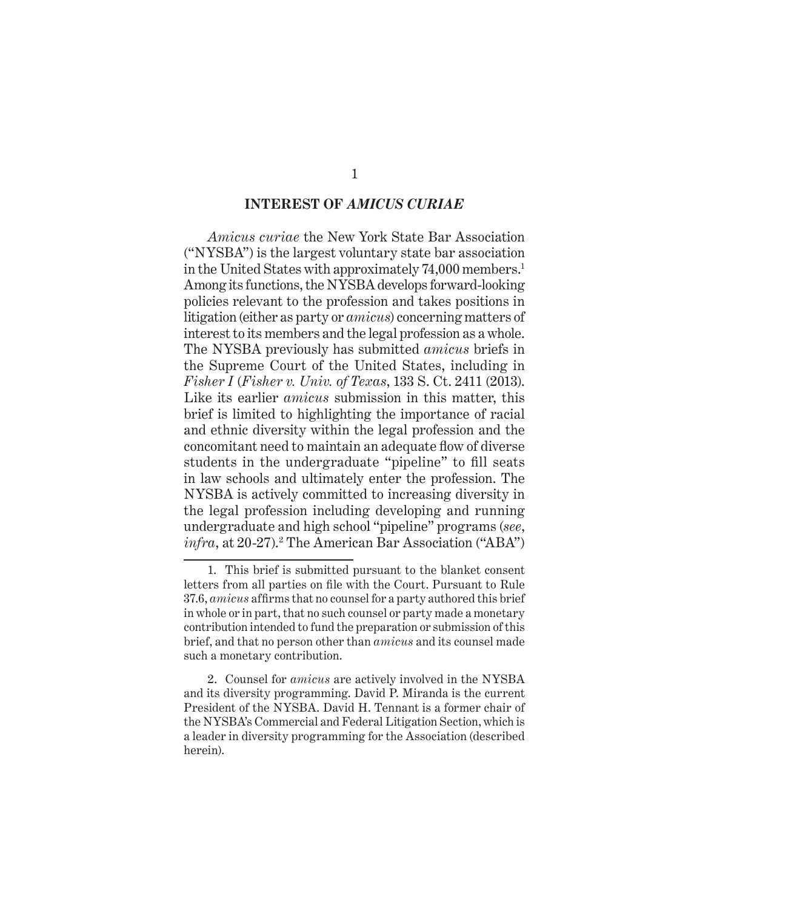## INTEREST OF *AMICUS CURIAE*

*Amicus curiae* the New York State Bar Association ("NYSBA") is the largest voluntary state bar association in the United States with approximately 74,000 members.[1] Among its functions, the NYSBA develops forward-looking policies relevant to the profession and takes positions in litigation (either as party or *amicus*) concerning matters of interest to its members and the legal profession as a whole. The NYSBA previously has submitted *amicus* briefs in the Supreme Court of the United States, including in *Fisher I* (*Fisher v. Univ. of Texas*, 133 S. Ct. 2411 (2013). Like its earlier *amicus* submission in this matter, this brief is limited to highlighting the importance of racial and ethnic diversity within the legal profession and the concomitant need to maintain an adequate flow of diverse students in the undergraduate "pipeline" to fill seats in law schools and ultimately enter the profession. The NYSBA is actively committed to increasing diversity in the legal profession including developing and running undergraduate and high school "pipeline" programs (*see*, *infra*, at 20-27).[2] The American Bar Association ("ABA")

---

1. This brief is submitted pursuant to the blanket consent letters from all parties on file with the Court. Pursuant to Rule 37.6, *amicus* affirms that no counsel for a party authored this brief in whole or in part, that no such counsel or party made a monetary contribution intended to fund the preparation or submission of this brief, and that no person other than *amicus* and its counsel made such a monetary contribution.

2. Counsel for *amicus* are actively involved in the NYSBA and its diversity programming. David P. Miranda is the current President of the NYSBA. David H. Tennant is a former chair of the NYSBA's Commercial and Federal Litigation Section, which is a leader in diversity programming for the Association (described herein).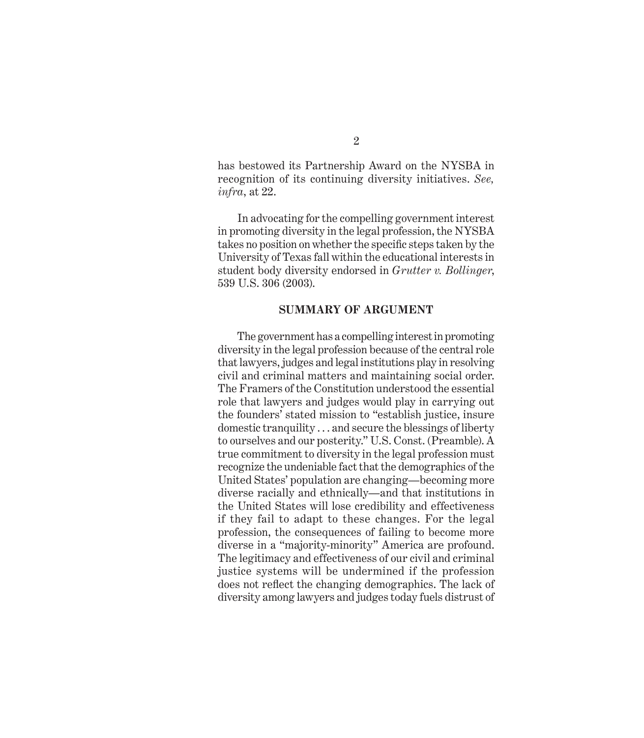has bestowed its Partnership Award on the NYSBA in recognition of its continuing diversity initiatives. *See, infra*, at 22.

In advocating for the compelling government interest in promoting diversity in the legal profession, the NYSBA takes no position on whether the specific steps taken by the University of Texas fall within the educational interests in student body diversity endorsed in *Grutter v. Bollinger*, 539 U.S. 306 (2003).

## SUMMARY OF ARGUMENT

The government has a compelling interest in promoting diversity in the legal profession because of the central role that lawyers, judges and legal institutions play in resolving civil and criminal matters and maintaining social order. The Framers of the Constitution understood the essential role that lawyers and judges would play in carrying out the founders' stated mission to "establish justice, insure domestic tranquility . . . and secure the blessings of liberty to ourselves and our posterity." U.S. Const. (Preamble). A true commitment to diversity in the legal profession must recognize the undeniable fact that the demographics of the United States' population are changing—becoming more diverse racially and ethnically—and that institutions in the United States will lose credibility and effectiveness if they fail to adapt to these changes. For the legal profession, the consequences of failing to become more diverse in a "majority-minority" America are profound. The legitimacy and effectiveness of our civil and criminal justice systems will be undermined if the profession does not reflect the changing demographics. The lack of diversity among lawyers and judges today fuels distrust of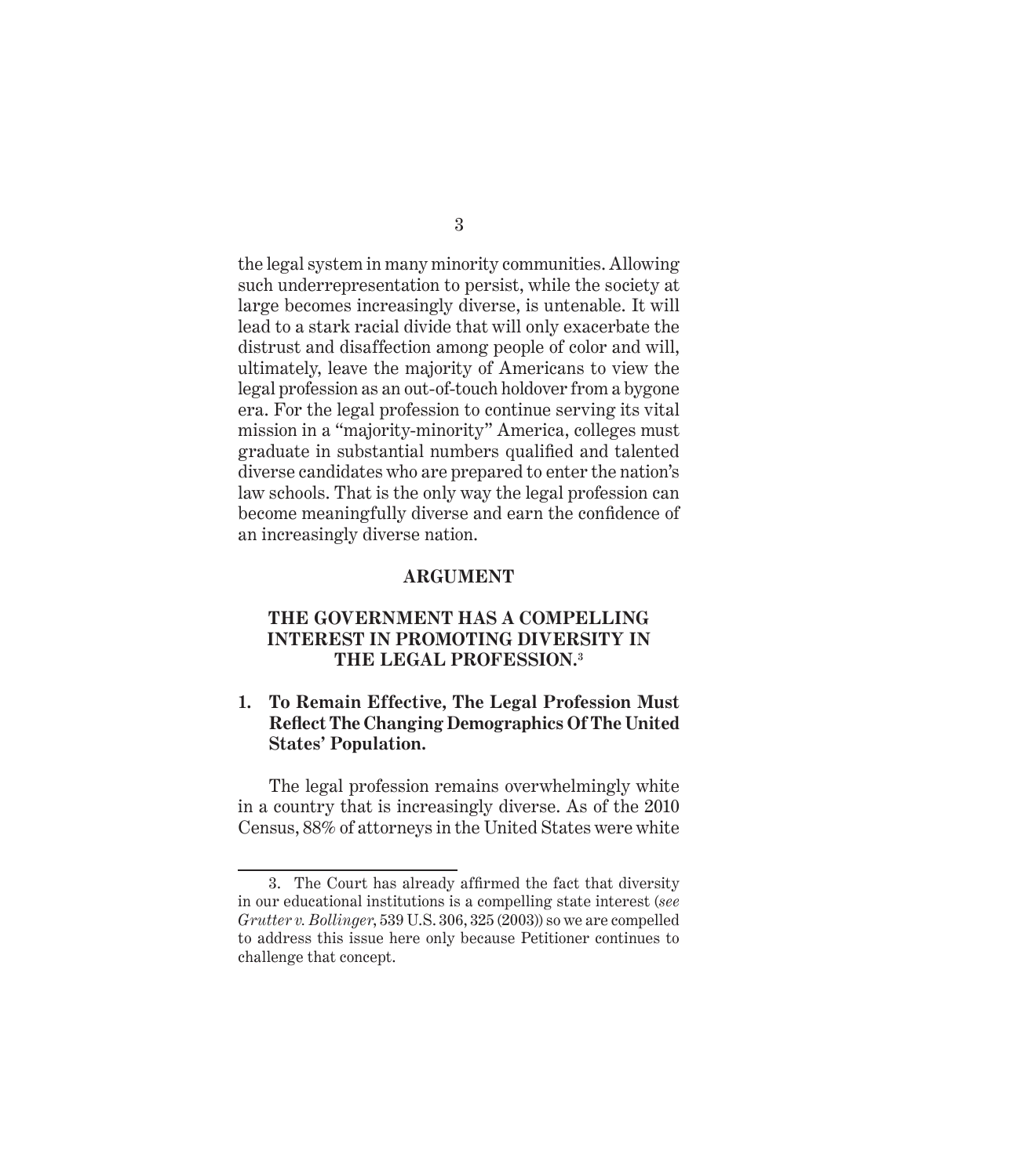the legal system in many minority communities. Allowing such underrepresentation to persist, while the society at large becomes increasingly diverse, is untenable. It will lead to a stark racial divide that will only exacerbate the distrust and disaffection among people of color and will, ultimately, leave the majority of Americans to view the legal profession as an out-of-touch holdover from a bygone era. For the legal profession to continue serving its vital mission in a "majority-minority" America, colleges must graduate in substantial numbers qualified and talented diverse candidates who are prepared to enter the nation's law schools. That is the only way the legal profession can become meaningfully diverse and earn the confidence of an increasingly diverse nation.

## ARGUMENT

### THE GOVERNMENT HAS A COMPELLING INTEREST IN PROMOTING DIVERSITY IN THE LEGAL PROFESSION.[3]

#### 1. To Remain Effective, The Legal Profession Must Reflect The Changing Demographics Of The United States' Population.

The legal profession remains overwhelmingly white in a country that is increasingly diverse. As of the 2010 Census, 88% of attorneys in the United States were white

---

3. The Court has already affirmed the fact that diversity in our educational institutions is a compelling state interest (*see Grutter v. Bollinger*, 539 U.S. 306, 325 (2003)) so we are compelled to address this issue here only because Petitioner continues to challenge that concept.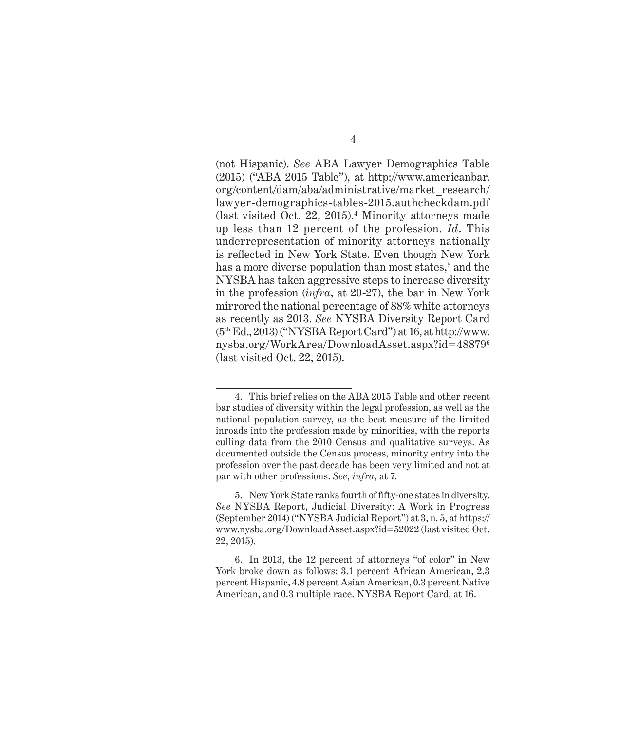(not Hispanic). *See* ABA Lawyer Demographics Table (2015) ("ABA 2015 Table"), at http://www.americanbar.org/content/dam/aba/administrative/market_research/lawyer-demographics-tables-2015.authcheckdam.pdf (last visited Oct. 22, 2015).[4] Minority attorneys made up less than 12 percent of the profession. *Id*. This underrepresentation of minority attorneys nationally is reflected in New York State. Even though New York has a more diverse population than most states,[5] and the NYSBA has taken aggressive steps to increase diversity in the profession (*infra*, at 20-27), the bar in New York mirrored the national percentage of 88% white attorneys as recently as 2013. *See* NYSBA Diversity Report Card (5th Ed., 2013) ("NYSBA Report Card") at 16, at http://www.nysba.org/WorkArea/DownloadAsset.aspx?id=48879[6] (last visited Oct. 22, 2015).

---

4. This brief relies on the ABA 2015 Table and other recent bar studies of diversity within the legal profession, as well as the national population survey, as the best measure of the limited inroads into the profession made by minorities, with the reports culling data from the 2010 Census and qualitative surveys. As documented outside the Census process, minority entry into the profession over the past decade has been very limited and not at par with other professions. *See*, *infra*, at 7.

5. New York State ranks fourth of fifty-one states in diversity. *See* NYSBA Report, Judicial Diversity: A Work in Progress (September 2014) ("NYSBA Judicial Report") at 3, n. 5, at https://www.nysba.org/DownloadAsset.aspx?id=52022 (last visited Oct. 22, 2015).

6. In 2013, the 12 percent of attorneys "of color" in New York broke down as follows: 3.1 percent African American, 2.3 percent Hispanic, 4.8 percent Asian American, 0.3 percent Native American, and 0.3 multiple race. NYSBA Report Card, at 16.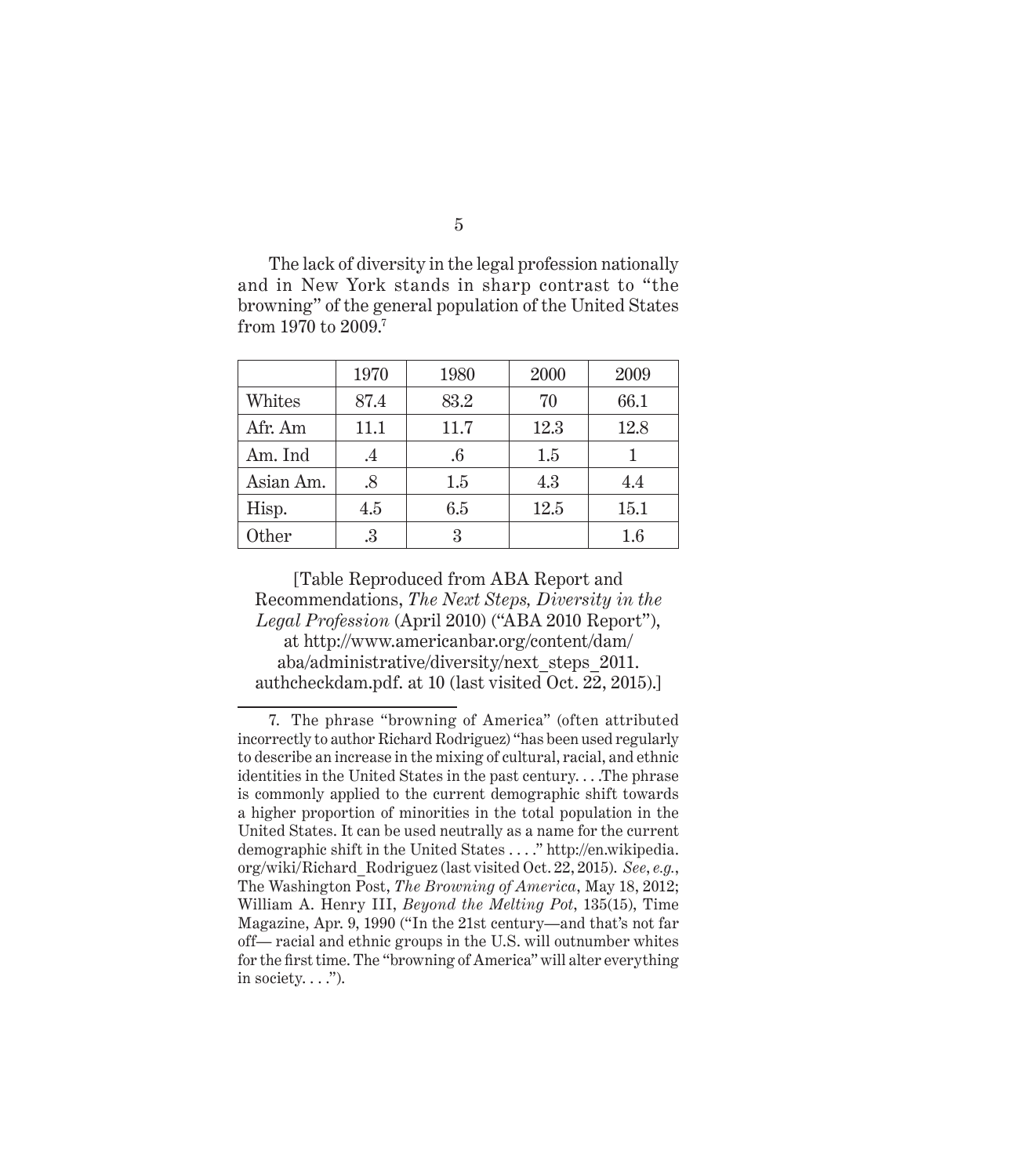The lack of diversity in the legal profession nationally and in New York stands in sharp contrast to "the browning" of the general population of the United States from 1970 to 2009.[7]

| | 1970 | 1980 | 2000 | 2009 |
|---|---|---|---|---|
| Whites | 87.4 | 83.2 | 70 | 66.1 |
| Afr. Am | 11.1 | 11.7 | 12.3 | 12.8 |
| Am. Ind | .4 | .6 | 1.5 | 1 |
| Asian Am. | .8 | 1.5 | 4.3 | 4.4 |
| Hisp. | 4.5 | 6.5 | 12.5 | 15.1 |
| Other | .3 | 3 | | 1.6 |

[Table Reproduced from ABA Report and Recommendations, *The Next Steps, Diversity in the Legal Profession* (April 2010) ("ABA 2010 Report"), at http://www.americanbar.org/content/dam/aba/administrative/diversity/next_steps_2011.authcheckdam.pdf. at 10 (last visited Oct. 22, 2015).]

---

7. The phrase "browning of America" (often attributed incorrectly to author Richard Rodriguez) "has been used regularly to describe an increase in the mixing of cultural, racial, and ethnic identities in the United States in the past century. . . .The phrase is commonly applied to the current demographic shift towards a higher proportion of minorities in the total population in the United States. It can be used neutrally as a name for the current demographic shift in the United States . . . ." http://en.wikipedia.org/wiki/Richard_Rodriguez (last visited Oct. 22, 2015). *See, e.g.*, The Washington Post, *The Browning of America*, May 18, 2012; William A. Henry III, *Beyond the Melting Pot*, 135(15), Time Magazine, Apr. 9, 1990 ("In the 21st century—and that's not far off— racial and ethnic groups in the U.S. will outnumber whites for the first time. The "browning of America" will alter everything in society. . . .").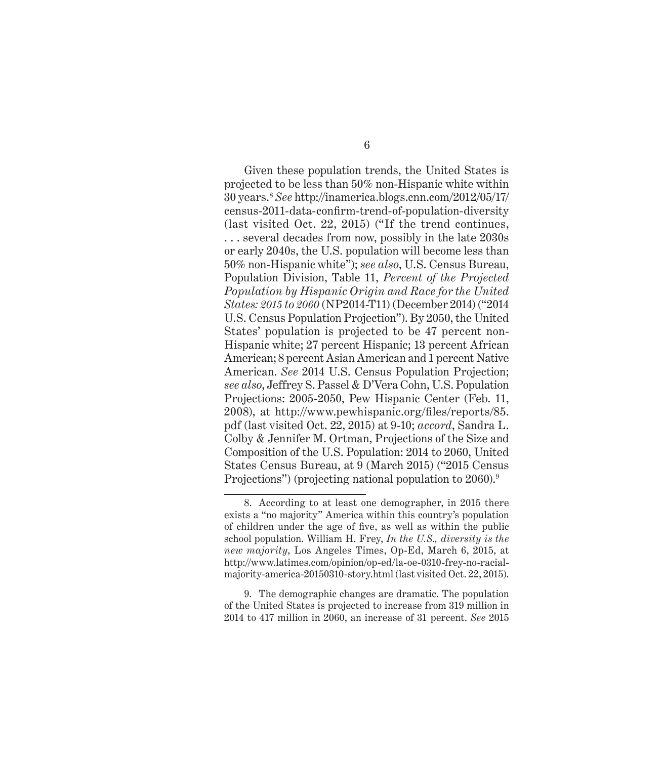Given these population trends, the United States is projected to be less than 50% non-Hispanic white within 30 years.[8] *See* http://inamerica.blogs.cnn.com/2012/05/17/census-2011-data-confirm-trend-of-population-diversity (last visited Oct. 22, 2015) ("If the trend continues, . . . several decades from now, possibly in the late 2030s or early 2040s, the U.S. population will become less than 50% non-Hispanic white"); *see also*, U.S. Census Bureau, Population Division, Table 11, *Percent of the Projected Population by Hispanic Origin and Race for the United States: 2015 to 2060* (NP2014-T11) (December 2014) ("2014 U.S. Census Population Projection"). By 2050, the United States' population is projected to be 47 percent non-Hispanic white; 27 percent Hispanic; 13 percent African American; 8 percent Asian American and 1 percent Native American. *See* 2014 U.S. Census Population Projection; *see also*, Jeffrey S. Passel & D'Vera Cohn, U.S. Population Projections: 2005-2050, Pew Hispanic Center (Feb. 11, 2008), at http://www.pewhispanic.org/files/reports/85.pdf (last visited Oct. 22, 2015) at 9-10; *accord*, Sandra L. Colby & Jennifer M. Ortman, Projections of the Size and Composition of the U.S. Population: 2014 to 2060, United States Census Bureau, at 9 (March 2015) ("2015 Census Projections") (projecting national population to 2060).[9]

---

8. According to at least one demographer, in 2015 there exists a "no majority" America within this country's population of children under the age of five, as well as within the public school population. William H. Frey, *In the U.S., diversity is the new majority*, Los Angeles Times, Op-Ed, March 6, 2015, at http://www.latimes.com/opinion/op-ed/la-oe-0310-frey-no-racial-majority-america-20150310-story.html (last visited Oct. 22, 2015).

9. The demographic changes are dramatic. The population of the United States is projected to increase from 319 million in 2014 to 417 million in 2060, an increase of 31 percent. *See* 2015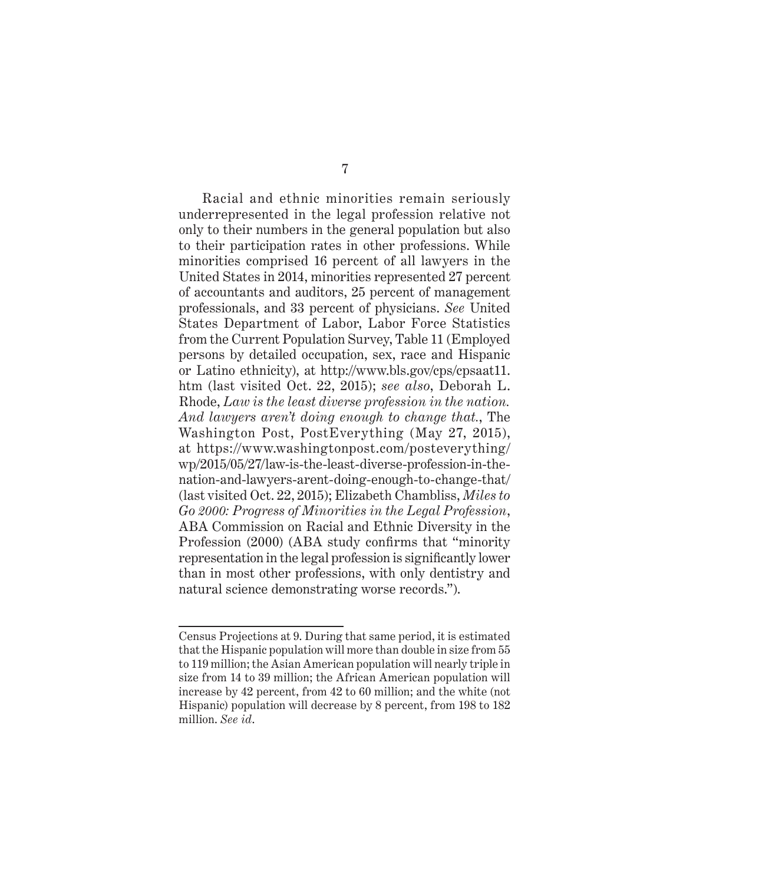Racial and ethnic minorities remain seriously underrepresented in the legal profession relative not only to their numbers in the general population but also to their participation rates in other professions. While minorities comprised 16 percent of all lawyers in the United States in 2014, minorities represented 27 percent of accountants and auditors, 25 percent of management professionals, and 33 percent of physicians. *See* United States Department of Labor, Labor Force Statistics from the Current Population Survey, Table 11 (Employed persons by detailed occupation, sex, race and Hispanic or Latino ethnicity), at http://www.bls.gov/cps/cpsaat11.htm (last visited Oct. 22, 2015); *see also*, Deborah L. Rhode, *Law is the least diverse profession in the nation. And lawyers aren't doing enough to change that.*, The Washington Post, PostEverything (May 27, 2015), at https://www.washingtonpost.com/posteverything/wp/2015/05/27/law-is-the-least-diverse-profession-in-the-nation-and-lawyers-arent-doing-enough-to-change-that/ (last visited Oct. 22, 2015); Elizabeth Chambliss, *Miles to Go 2000: Progress of Minorities in the Legal Profession*, ABA Commission on Racial and Ethnic Diversity in the Profession (2000) (ABA study confirms that "minority representation in the legal profession is significantly lower than in most other professions, with only dentistry and natural science demonstrating worse records.").

---

Census Projections at 9. During that same period, it is estimated that the Hispanic population will more than double in size from 55 to 119 million; the Asian American population will nearly triple in size from 14 to 39 million; the African American population will increase by 42 percent, from 42 to 60 million; and the white (not Hispanic) population will decrease by 8 percent, from 198 to 182 million. *See id*.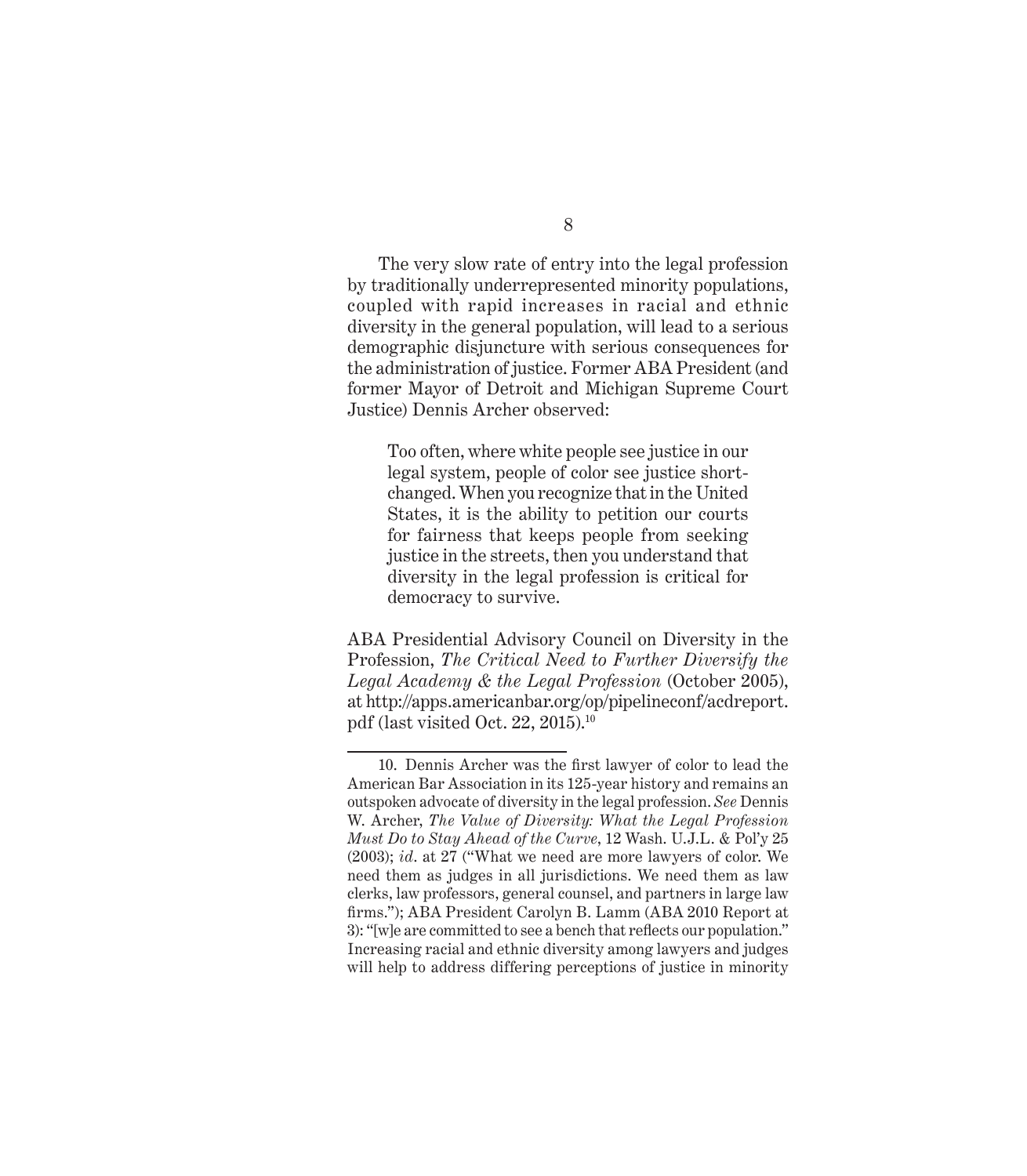The very slow rate of entry into the legal profession by traditionally underrepresented minority populations, coupled with rapid increases in racial and ethnic diversity in the general population, will lead to a serious demographic disjuncture with serious consequences for the administration of justice. Former ABA President (and former Mayor of Detroit and Michigan Supreme Court Justice) Dennis Archer observed:

> Too often, where white people see justice in our legal system, people of color see justice short-changed. When you recognize that in the United States, it is the ability to petition our courts for fairness that keeps people from seeking justice in the streets, then you understand that diversity in the legal profession is critical for democracy to survive.

ABA Presidential Advisory Council on Diversity in the Profession, *The Critical Need to Further Diversify the Legal Academy & the Legal Profession* (October 2005), at http://apps.americanbar.org/op/pipelineconf/acdreport.pdf (last visited Oct. 22, 2015).[10]

---

10. Dennis Archer was the first lawyer of color to lead the American Bar Association in its 125-year history and remains an outspoken advocate of diversity in the legal profession. *See* Dennis W. Archer, *The Value of Diversity: What the Legal Profession Must Do to Stay Ahead of the Curve*, 12 Wash. U.J.L. & Pol'y 25 (2003); *id*. at 27 ("What we need are more lawyers of color. We need them as judges in all jurisdictions. We need them as law clerks, law professors, general counsel, and partners in large law firms."); ABA President Carolyn B. Lamm (ABA 2010 Report at 3): "[w]e are committed to see a bench that reflects our population." Increasing racial and ethnic diversity among lawyers and judges will help to address differing perceptions of justice in minority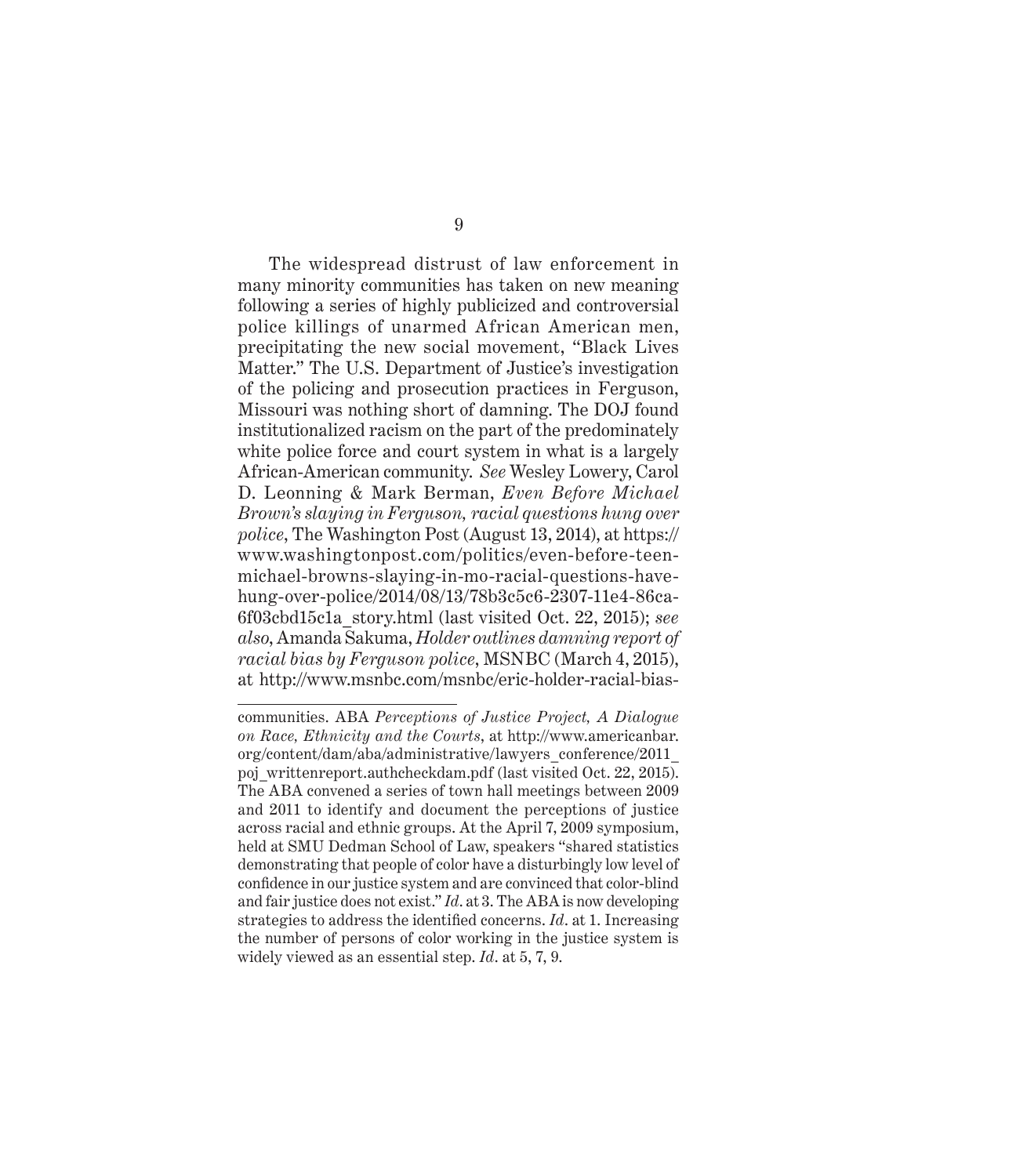The widespread distrust of law enforcement in many minority communities has taken on new meaning following a series of highly publicized and controversial police killings of unarmed African American men, precipitating the new social movement, "Black Lives Matter." The U.S. Department of Justice's investigation of the policing and prosecution practices in Ferguson, Missouri was nothing short of damning. The DOJ found institutionalized racism on the part of the predominately white police force and court system in what is a largely African-American community. *See* Wesley Lowery, Carol D. Leonning & Mark Berman, *Even Before Michael Brown's slaying in Ferguson, racial questions hung over police*, The Washington Post (August 13, 2014), at https://www.washingtonpost.com/politics/even-before-teen-michael-browns-slaying-in-mo-racial-questions-have-hung-over-police/2014/08/13/78b3c5c6-2307-11e4-86ca-6f03cbd15c1a_story.html (last visited Oct. 22, 2015); *see also*, Amanda Sakuma, *Holder outlines damning report of racial bias by Ferguson police*, MSNBC (March 4, 2015), at http://www.msnbc.com/msnbc/eric-holder-racial-bias-

---

communities. ABA *Perceptions of Justice Project, A Dialogue on Race, Ethnicity and the Courts*, at http://www.americanbar.org/content/dam/aba/administrative/lawyers_conference/2011_poj_writtenreport.authcheckdam.pdf (last visited Oct. 22, 2015). The ABA convened a series of town hall meetings between 2009 and 2011 to identify and document the perceptions of justice across racial and ethnic groups. At the April 7, 2009 symposium, held at SMU Dedman School of Law, speakers "shared statistics demonstrating that people of color have a disturbingly low level of confidence in our justice system and are convinced that color-blind and fair justice does not exist." *Id*. at 3. The ABA is now developing strategies to address the identified concerns. *Id*. at 1. Increasing the number of persons of color working in the justice system is widely viewed as an essential step. *Id*. at 5, 7, 9.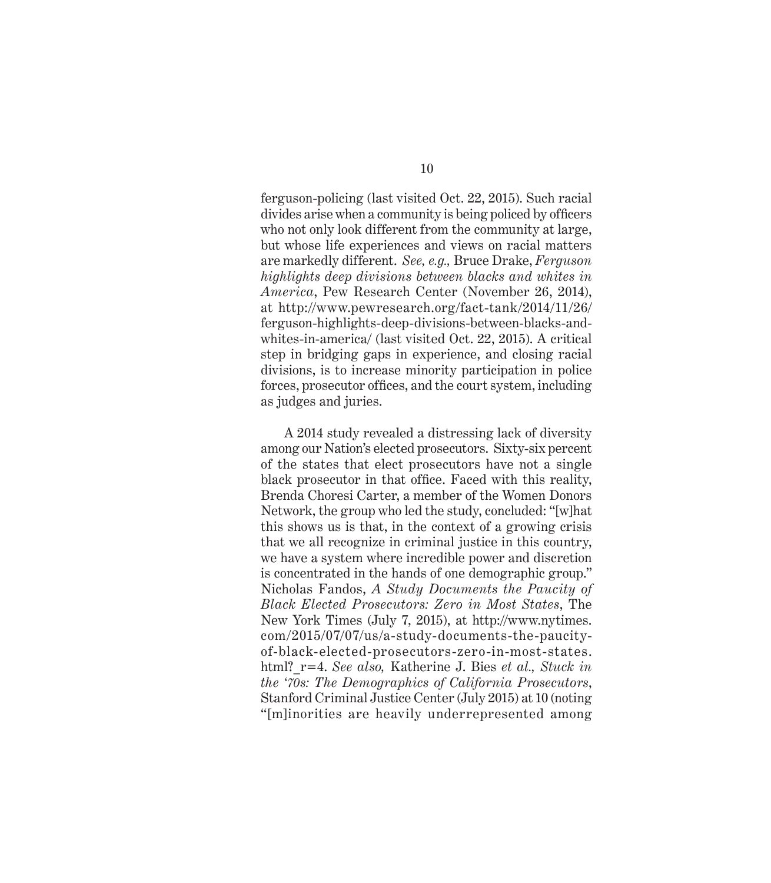ferguson-policing (last visited Oct. 22, 2015). Such racial divides arise when a community is being policed by officers who not only look different from the community at large, but whose life experiences and views on racial matters are markedly different. *See, e.g.,* Bruce Drake, *Ferguson highlights deep divisions between blacks and whites in America*, Pew Research Center (November 26, 2014), at http://www.pewresearch.org/fact-tank/2014/11/26/ferguson-highlights-deep-divisions-between-blacks-and-whites-in-america/ (last visited Oct. 22, 2015). A critical step in bridging gaps in experience, and closing racial divisions, is to increase minority participation in police forces, prosecutor offices, and the court system, including as judges and juries.

A 2014 study revealed a distressing lack of diversity among our Nation's elected prosecutors. Sixty-six percent of the states that elect prosecutors have not a single black prosecutor in that office. Faced with this reality, Brenda Choresi Carter, a member of the Women Donors Network, the group who led the study, concluded: "[w]hat this shows us is that, in the context of a growing crisis that we all recognize in criminal justice in this country, we have a system where incredible power and discretion is concentrated in the hands of one demographic group." Nicholas Fandos, *A Study Documents the Paucity of Black Elected Prosecutors: Zero in Most States*, The New York Times (July 7, 2015), at http://www.nytimes.com/2015/07/07/us/a-study-documents-the-paucity-of-black-elected-prosecutors-zero-in-most-states.html?_r=4. *See also,* Katherine J. Bies *et al., Stuck in the '70s: The Demographics of California Prosecutors*, Stanford Criminal Justice Center (July 2015) at 10 (noting "[m]inorities are heavily underrepresented among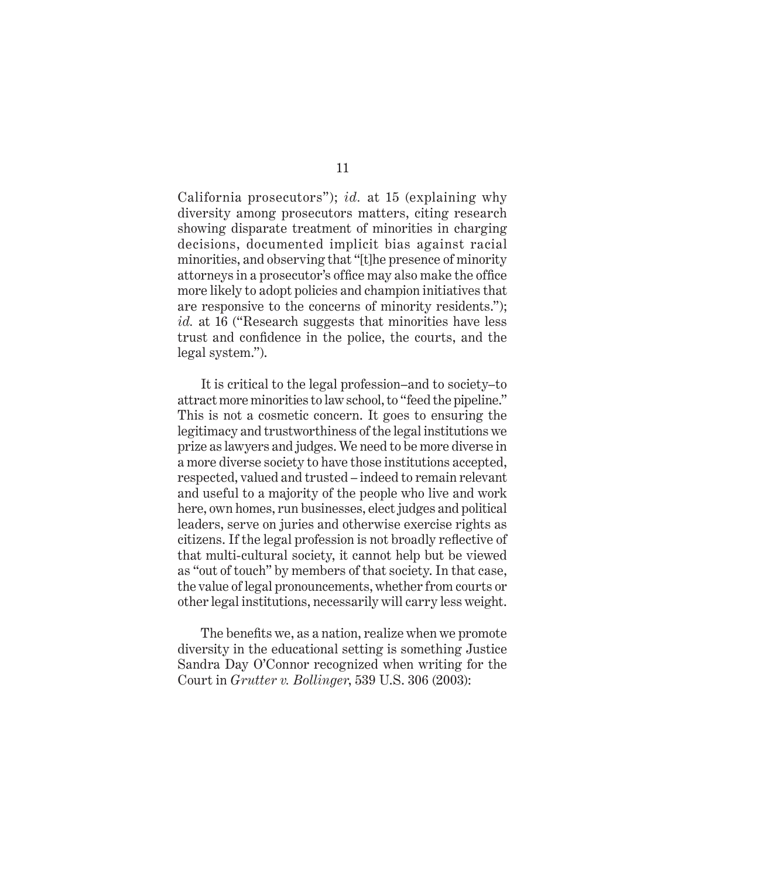California prosecutors"); *id.* at 15 (explaining why diversity among prosecutors matters, citing research showing disparate treatment of minorities in charging decisions, documented implicit bias against racial minorities, and observing that "[t]he presence of minority attorneys in a prosecutor's office may also make the office more likely to adopt policies and champion initiatives that are responsive to the concerns of minority residents."); *id.* at 16 ("Research suggests that minorities have less trust and confidence in the police, the courts, and the legal system.").

It is critical to the legal profession–and to society–to attract more minorities to law school, to "feed the pipeline." This is not a cosmetic concern. It goes to ensuring the legitimacy and trustworthiness of the legal institutions we prize as lawyers and judges. We need to be more diverse in a more diverse society to have those institutions accepted, respected, valued and trusted – indeed to remain relevant and useful to a majority of the people who live and work here, own homes, run businesses, elect judges and political leaders, serve on juries and otherwise exercise rights as citizens. If the legal profession is not broadly reflective of that multi-cultural society, it cannot help but be viewed as "out of touch" by members of that society. In that case, the value of legal pronouncements, whether from courts or other legal institutions, necessarily will carry less weight.

The benefits we, as a nation, realize when we promote diversity in the educational setting is something Justice Sandra Day O'Connor recognized when writing for the Court in *Grutter v. Bollinger*, 539 U.S. 306 (2003):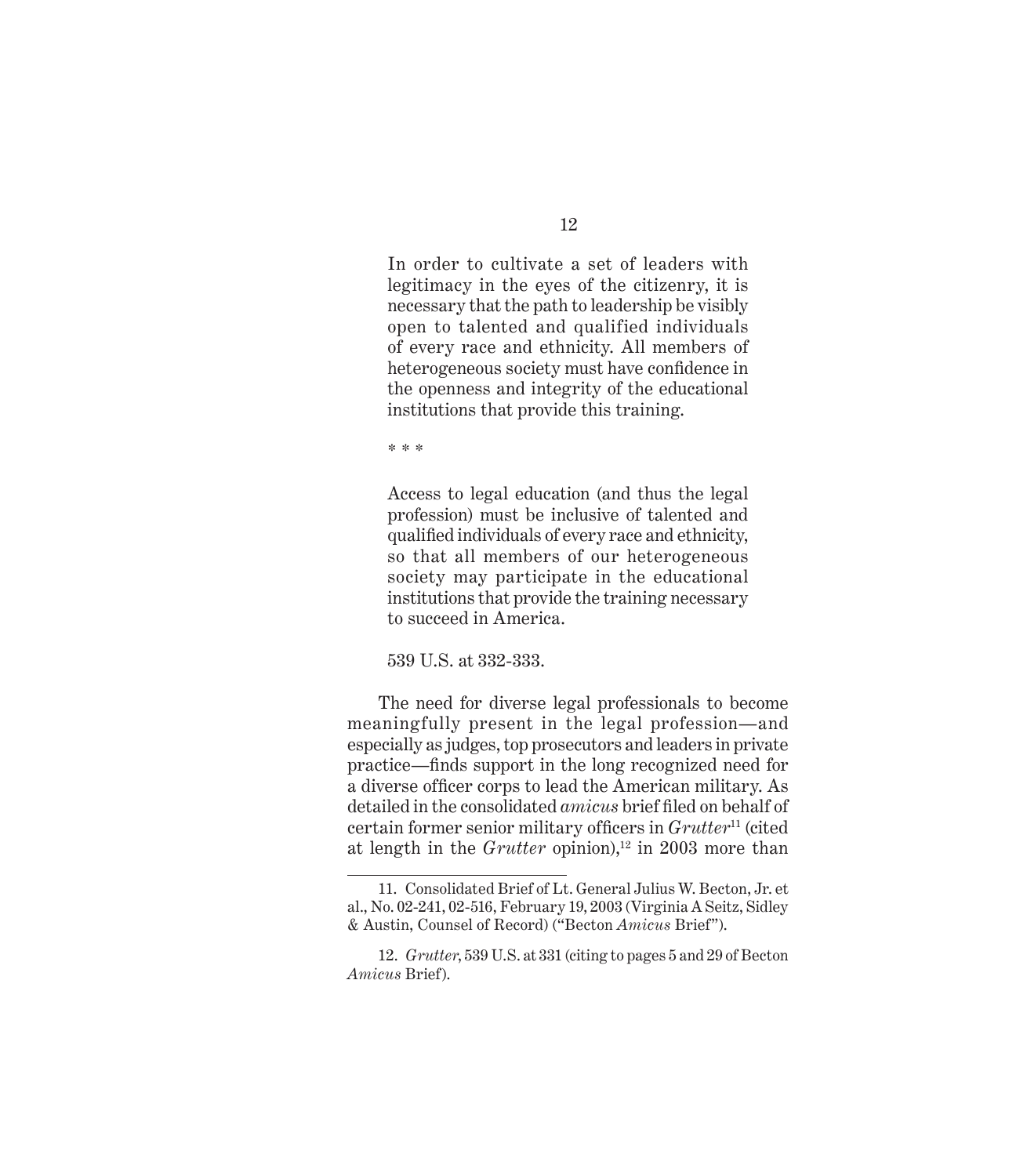> In order to cultivate a set of leaders with legitimacy in the eyes of the citizenry, it is necessary that the path to leadership be visibly open to talented and qualified individuals of every race and ethnicity. All members of heterogeneous society must have confidence in the openness and integrity of the educational institutions that provide this training.
>
> * * *
>
> Access to legal education (and thus the legal profession) must be inclusive of talented and qualified individuals of every race and ethnicity, so that all members of our heterogeneous society may participate in the educational institutions that provide the training necessary to succeed in America.
>
> 539 U.S. at 332-333.

The need for diverse legal professionals to become meaningfully present in the legal profession—and especially as judges, top prosecutors and leaders in private practice—finds support in the long recognized need for a diverse officer corps to lead the American military. As detailed in the consolidated *amicus* brief filed on behalf of certain former senior military officers in *Grutter*[11] (cited at length in the *Grutter* opinion),[12] in 2003 more than

---

11. Consolidated Brief of Lt. General Julius W. Becton, Jr. et al., No. 02-241, 02-516, February 19, 2003 (Virginia A Seitz, Sidley & Austin, Counsel of Record) ("Becton *Amicus* Brief").

12. *Grutter*, 539 U.S. at 331 (citing to pages 5 and 29 of Becton *Amicus* Brief).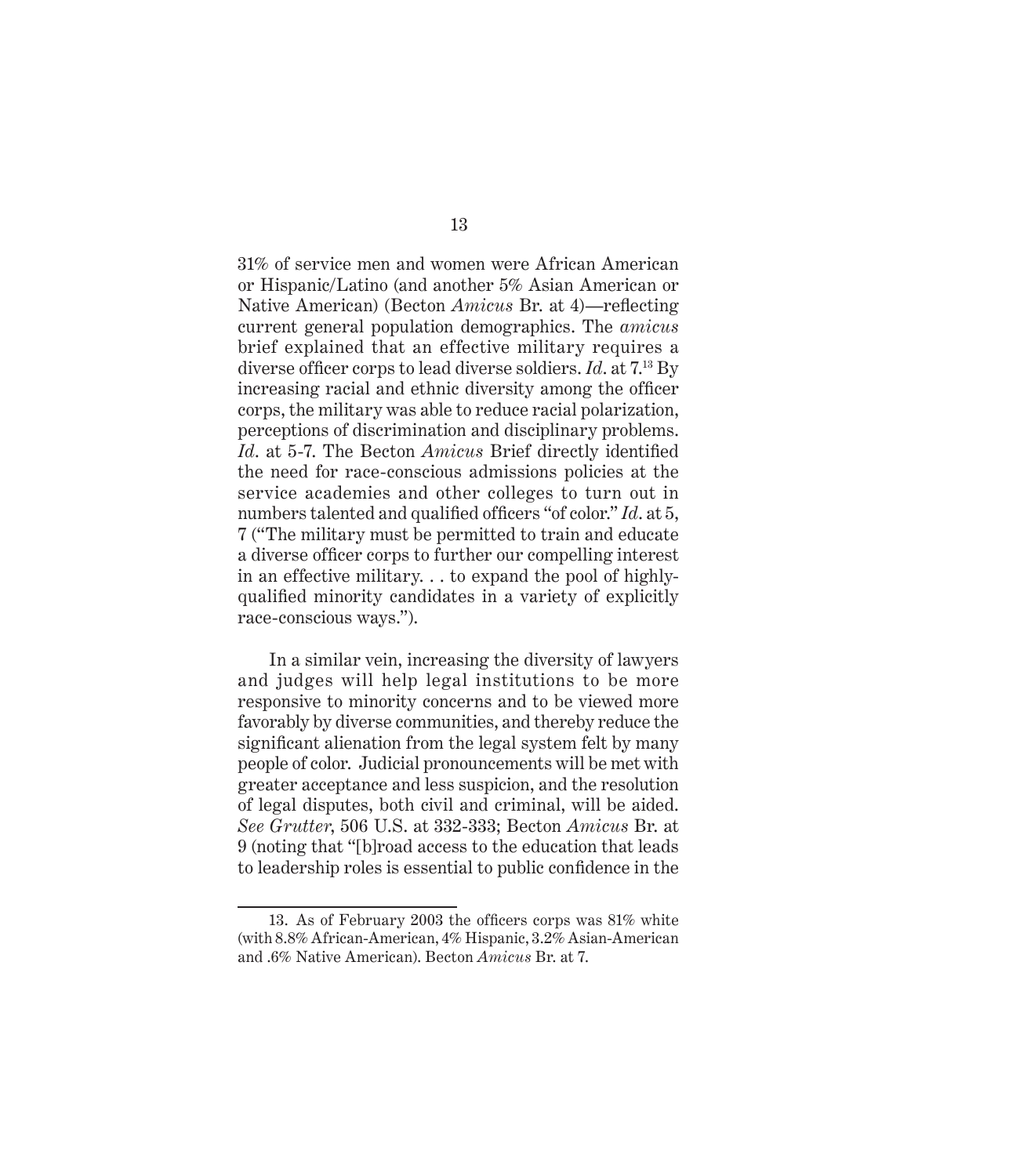31% of service men and women were African American or Hispanic/Latino (and another 5% Asian American or Native American) (Becton *Amicus* Br. at 4)—reflecting current general population demographics. The *amicus* brief explained that an effective military requires a diverse officer corps to lead diverse soldiers. *Id*. at 7.[13] By increasing racial and ethnic diversity among the officer corps, the military was able to reduce racial polarization, perceptions of discrimination and disciplinary problems. *Id*. at 5-7. The Becton *Amicus* Brief directly identified the need for race-conscious admissions policies at the service academies and other colleges to turn out in numbers talented and qualified officers "of color." *Id*. at 5, 7 ("The military must be permitted to train and educate a diverse officer corps to further our compelling interest in an effective military. . . to expand the pool of highly-qualified minority candidates in a variety of explicitly race-conscious ways.").

In a similar vein, increasing the diversity of lawyers and judges will help legal institutions to be more responsive to minority concerns and to be viewed more favorably by diverse communities, and thereby reduce the significant alienation from the legal system felt by many people of color. Judicial pronouncements will be met with greater acceptance and less suspicion, and the resolution of legal disputes, both civil and criminal, will be aided. *See Grutter*, 506 U.S. at 332-333; Becton *Amicus* Br. at 9 (noting that "[b]road access to the education that leads to leadership roles is essential to public confidence in the

---

13. As of February 2003 the officers corps was 81% white (with 8.8% African-American, 4% Hispanic, 3.2% Asian-American and .6% Native American). Becton *Amicus* Br. at 7.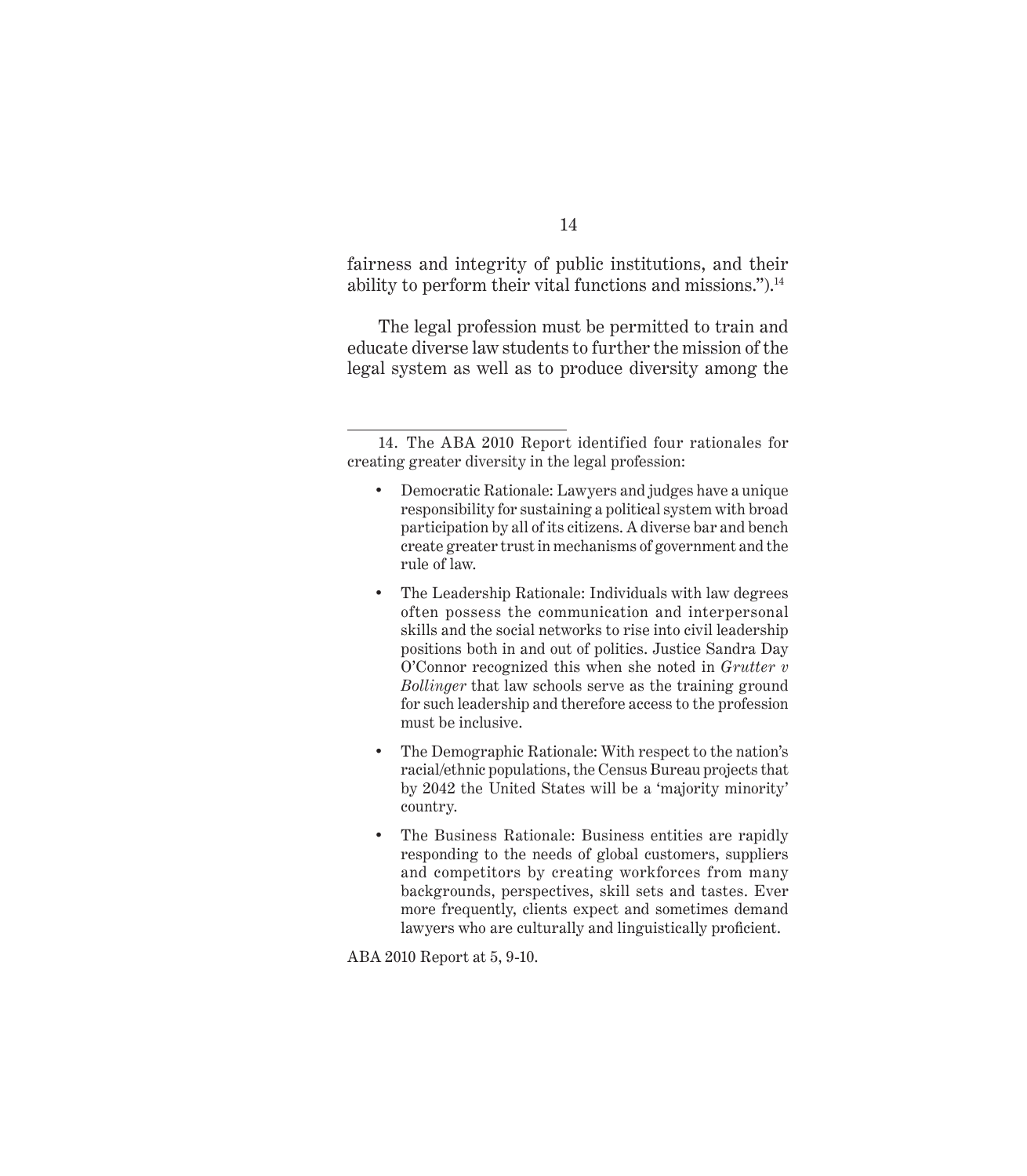fairness and integrity of public institutions, and their ability to perform their vital functions and missions.").[14]

The legal profession must be permitted to train and educate diverse law students to further the mission of the legal system as well as to produce diversity among the

---

14. The ABA 2010 Report identified four rationales for creating greater diversity in the legal profession:

- Democratic Rationale: Lawyers and judges have a unique responsibility for sustaining a political system with broad participation by all of its citizens. A diverse bar and bench create greater trust in mechanisms of government and the rule of law.
- The Leadership Rationale: Individuals with law degrees often possess the communication and interpersonal skills and the social networks to rise into civil leadership positions both in and out of politics. Justice Sandra Day O'Connor recognized this when she noted in *Grutter v Bollinger* that law schools serve as the training ground for such leadership and therefore access to the profession must be inclusive.
- The Demographic Rationale: With respect to the nation's racial/ethnic populations, the Census Bureau projects that by 2042 the United States will be a 'majority minority' country.
- The Business Rationale: Business entities are rapidly responding to the needs of global customers, suppliers and competitors by creating workforces from many backgrounds, perspectives, skill sets and tastes. Ever more frequently, clients expect and sometimes demand lawyers who are culturally and linguistically proficient.

ABA 2010 Report at 5, 9-10.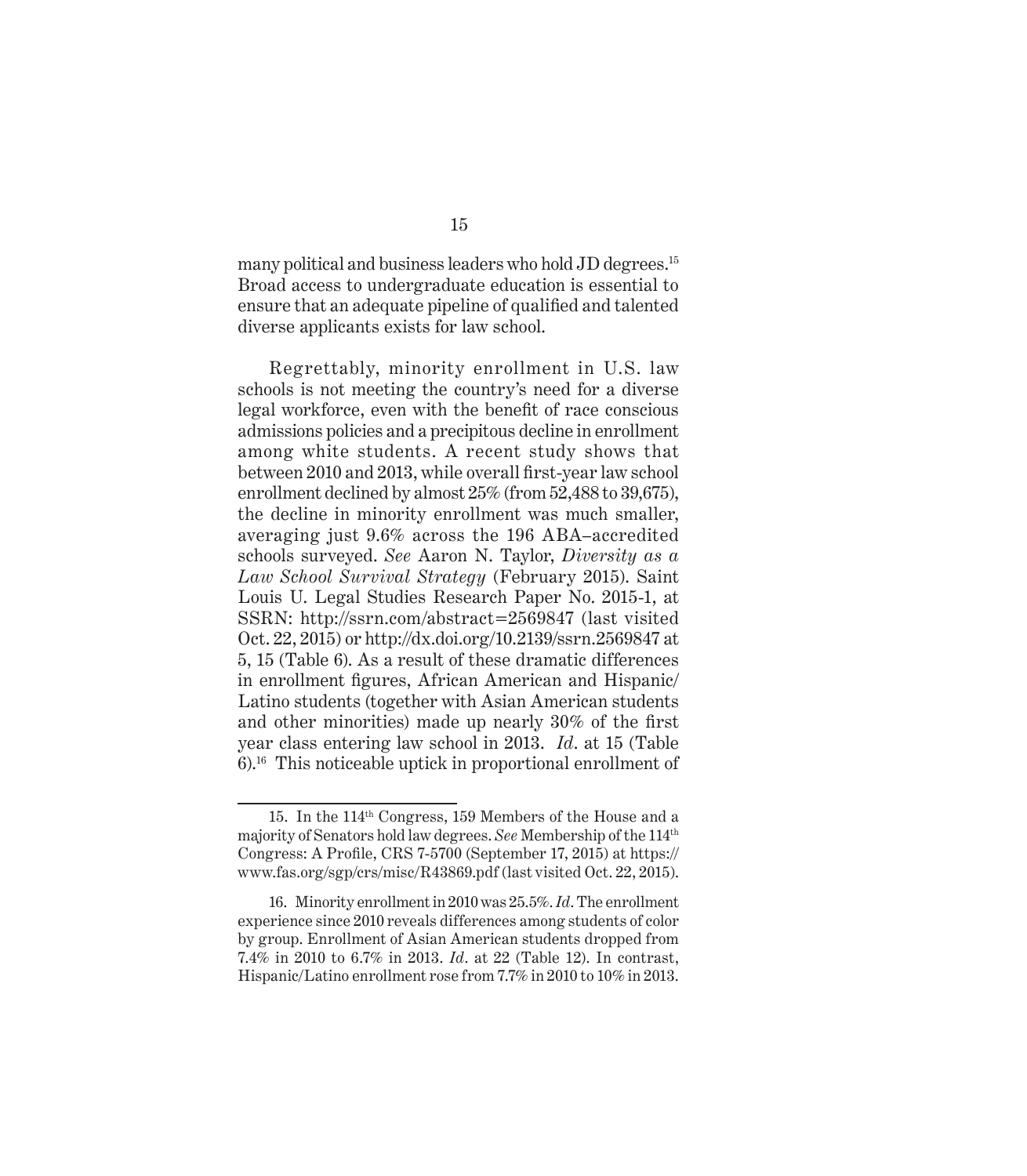many political and business leaders who hold JD degrees.[15] Broad access to undergraduate education is essential to ensure that an adequate pipeline of qualified and talented diverse applicants exists for law school.

Regrettably, minority enrollment in U.S. law schools is not meeting the country's need for a diverse legal workforce, even with the benefit of race conscious admissions policies and a precipitous decline in enrollment among white students. A recent study shows that between 2010 and 2013, while overall first-year law school enrollment declined by almost 25% (from 52,488 to 39,675), the decline in minority enrollment was much smaller, averaging just 9.6% across the 196 ABA–accredited schools surveyed. *See* Aaron N. Taylor, *Diversity as a Law School Survival Strategy* (February 2015). Saint Louis U. Legal Studies Research Paper No. 2015-1, at SSRN: http://ssrn.com/abstract=2569847 (last visited Oct. 22, 2015) or http://dx.doi.org/10.2139/ssrn.2569847 at 5, 15 (Table 6). As a result of these dramatic differences in enrollment figures, African American and Hispanic/Latino students (together with Asian American students and other minorities) made up nearly 30% of the first year class entering law school in 2013. *Id*. at 15 (Table 6).[16] This noticeable uptick in proportional enrollment of

---

15. In the 114th Congress, 159 Members of the House and a majority of Senators hold law degrees. *See* Membership of the 114th Congress: A Profile, CRS 7-5700 (September 17, 2015) at https://www.fas.org/sgp/crs/misc/R43869.pdf (last visited Oct. 22, 2015).

16. Minority enrollment in 2010 was 25.5%. *Id*. The enrollment experience since 2010 reveals differences among students of color by group. Enrollment of Asian American students dropped from 7.4% in 2010 to 6.7% in 2013. *Id*. at 22 (Table 12). In contrast, Hispanic/Latino enrollment rose from 7.7% in 2010 to 10% in 2013.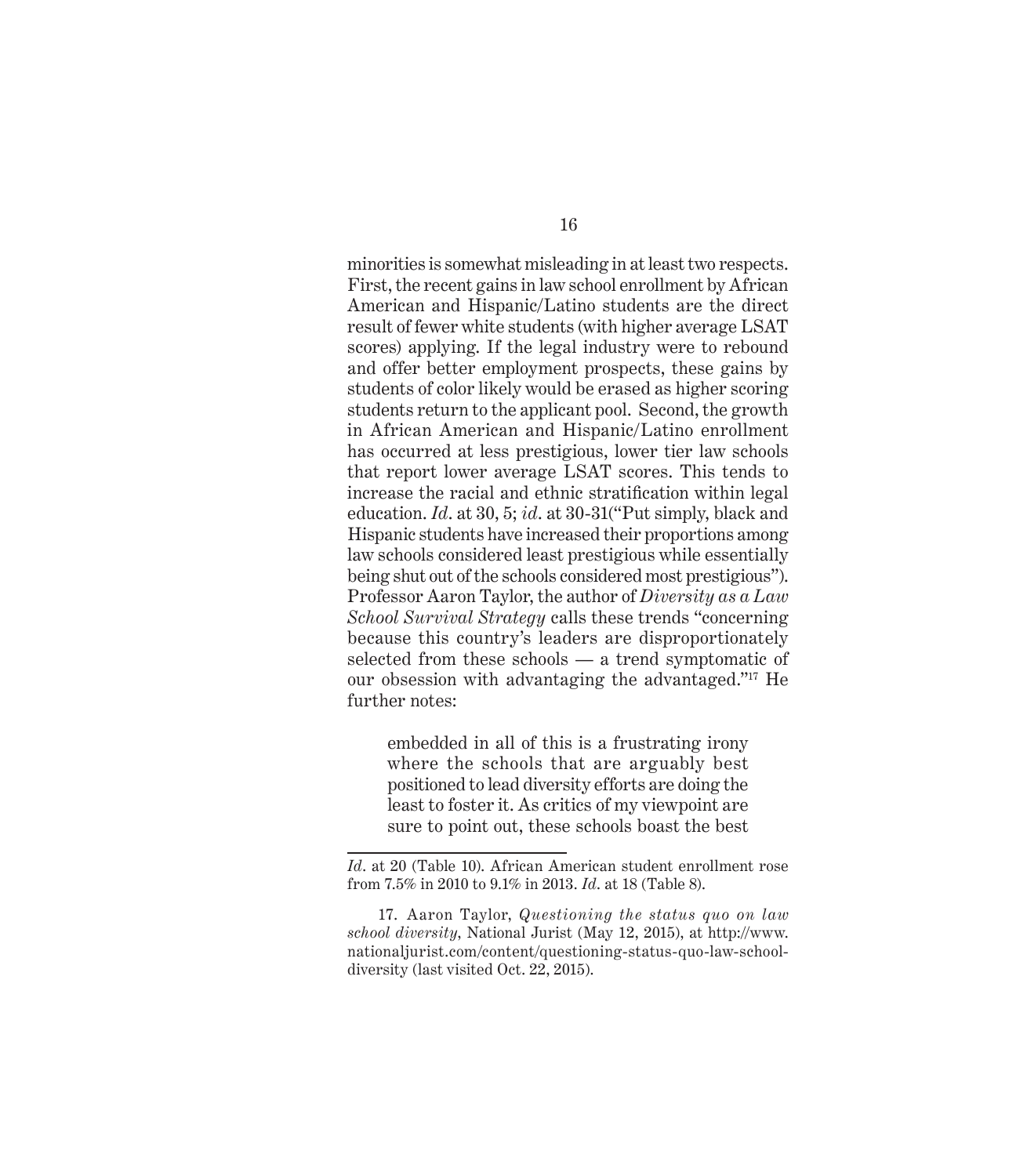minorities is somewhat misleading in at least two respects. First, the recent gains in law school enrollment by African American and Hispanic/Latino students are the direct result of fewer white students (with higher average LSAT scores) applying. If the legal industry were to rebound and offer better employment prospects, these gains by students of color likely would be erased as higher scoring students return to the applicant pool. Second, the growth in African American and Hispanic/Latino enrollment has occurred at less prestigious, lower tier law schools that report lower average LSAT scores. This tends to increase the racial and ethnic stratification within legal education. *Id*. at 30, 5; *id*. at 30-31("Put simply, black and Hispanic students have increased their proportions among law schools considered least prestigious while essentially being shut out of the schools considered most prestigious"). Professor Aaron Taylor, the author of *Diversity as a Law School Survival Strategy* calls these trends "concerning because this country's leaders are disproportionately selected from these schools — a trend symptomatic of our obsession with advantaging the advantaged."[17] He further notes:

> embedded in all of this is a frustrating irony where the schools that are arguably best positioned to lead diversity efforts are doing the least to foster it. As critics of my viewpoint are sure to point out, these schools boast the best

---

*Id*. at 20 (Table 10). African American student enrollment rose from 7.5% in 2010 to 9.1% in 2013. *Id*. at 18 (Table 8).

17. Aaron Taylor, *Questioning the status quo on law school diversity*, National Jurist (May 12, 2015), at http://www.nationaljurist.com/content/questioning-status-quo-law-school-diversity (last visited Oct. 22, 2015).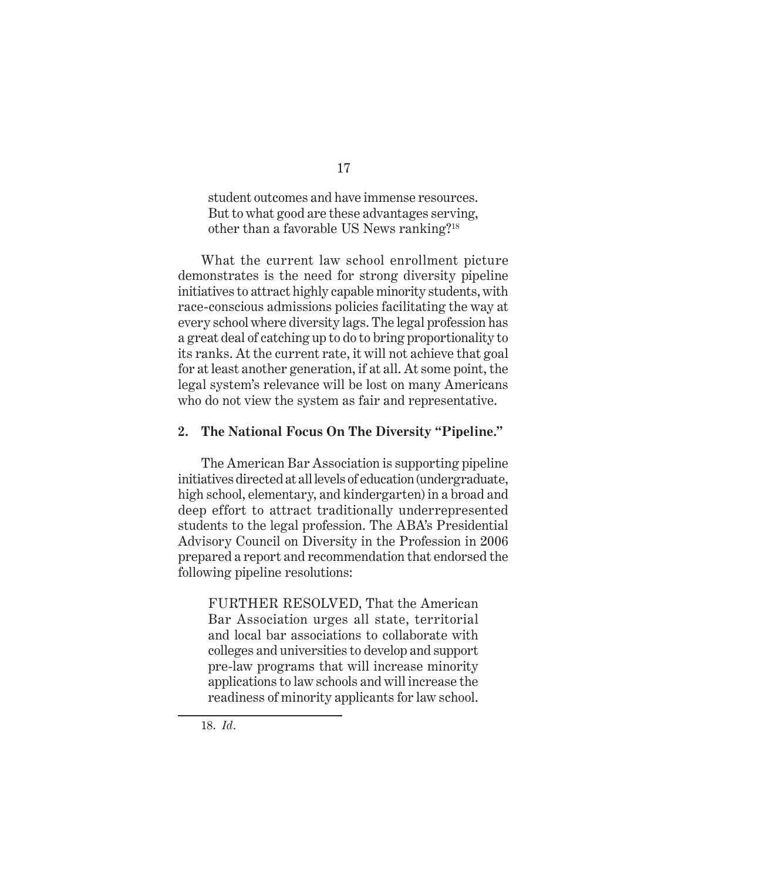> student outcomes and have immense resources. But to what good are these advantages serving, other than a favorable US News ranking?[18]

What the current law school enrollment picture demonstrates is the need for strong diversity pipeline initiatives to attract highly capable minority students, with race-conscious admissions policies facilitating the way at every school where diversity lags. The legal profession has a great deal of catching up to do to bring proportionality to its ranks. At the current rate, it will not achieve that goal for at least another generation, if at all. At some point, the legal system's relevance will be lost on many Americans who do not view the system as fair and representative.

**2. The National Focus On The Diversity "Pipeline."**

The American Bar Association is supporting pipeline initiatives directed at all levels of education (undergraduate, high school, elementary, and kindergarten) in a broad and deep effort to attract traditionally underrepresented students to the legal profession. The ABA's Presidential Advisory Council on Diversity in the Profession in 2006 prepared a report and recommendation that endorsed the following pipeline resolutions:

> FURTHER RESOLVED, That the American Bar Association urges all state, territorial and local bar associations to collaborate with colleges and universities to develop and support pre-law programs that will increase minority applications to law schools and will increase the readiness of minority applicants for law school.

---

18. *Id*.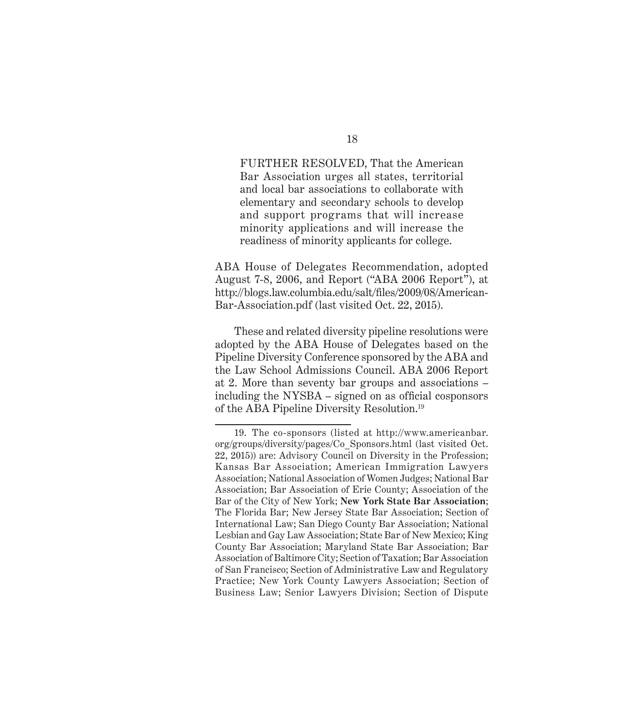> FURTHER RESOLVED, That the American Bar Association urges all states, territorial and local bar associations to collaborate with elementary and secondary schools to develop and support programs that will increase minority applications and will increase the readiness of minority applicants for college.

ABA House of Delegates Recommendation, adopted August 7-8, 2006, and Report ("ABA 2006 Report"), at http://blogs.law.columbia.edu/salt/files/2009/08/American-Bar-Association.pdf (last visited Oct. 22, 2015).

These and related diversity pipeline resolutions were adopted by the ABA House of Delegates based on the Pipeline Diversity Conference sponsored by the ABA and the Law School Admissions Council. ABA 2006 Report at 2. More than seventy bar groups and associations – including the NYSBA – signed on as official cosponsors of the ABA Pipeline Diversity Resolution.[19]

---

19. The co-sponsors (listed at http://www.americanbar.org/groups/diversity/pages/Co_Sponsors.html (last visited Oct. 22, 2015)) are: Advisory Council on Diversity in the Profession; Kansas Bar Association; American Immigration Lawyers Association; National Association of Women Judges; National Bar Association; Bar Association of Erie County; Association of the Bar of the City of New York; **New York State Bar Association**; The Florida Bar; New Jersey State Bar Association; Section of International Law; San Diego County Bar Association; National Lesbian and Gay Law Association; State Bar of New Mexico; King County Bar Association; Maryland State Bar Association; Bar Association of Baltimore City; Section of Taxation; Bar Association of San Francisco; Section of Administrative Law and Regulatory Practice; New York County Lawyers Association; Section of Business Law; Senior Lawyers Division; Section of Dispute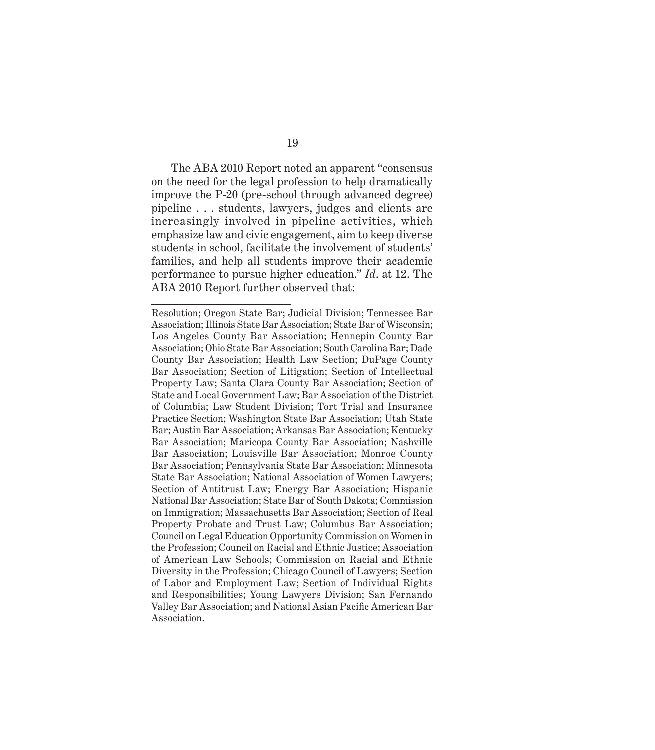The ABA 2010 Report noted an apparent "consensus on the need for the legal profession to help dramatically improve the P-20 (pre-school through advanced degree) pipeline . . . students, lawyers, judges and clients are increasingly involved in pipeline activities, which emphasize law and civic engagement, aim to keep diverse students in school, facilitate the involvement of students' families, and help all students improve their academic performance to pursue higher education." *Id.* at 12. The ABA 2010 Report further observed that:

---

Resolution; Oregon State Bar; Judicial Division; Tennessee Bar Association; Illinois State Bar Association; State Bar of Wisconsin; Los Angeles County Bar Association; Hennepin County Bar Association; Ohio State Bar Association; South Carolina Bar; Dade County Bar Association; Health Law Section; DuPage County Bar Association; Section of Litigation; Section of Intellectual Property Law; Santa Clara County Bar Association; Section of State and Local Government Law; Bar Association of the District of Columbia; Law Student Division; Tort Trial and Insurance Practice Section; Washington State Bar Association; Utah State Bar; Austin Bar Association; Arkansas Bar Association; Kentucky Bar Association; Maricopa County Bar Association; Nashville Bar Association; Louisville Bar Association; Monroe County Bar Association; Pennsylvania State Bar Association; Minnesota State Bar Association; National Association of Women Lawyers; Section of Antitrust Law; Energy Bar Association; Hispanic National Bar Association; State Bar of South Dakota; Commission on Immigration; Massachusetts Bar Association; Section of Real Property Probate and Trust Law; Columbus Bar Association; Council on Legal Education Opportunity Commission on Women in the Profession; Council on Racial and Ethnic Justice; Association of American Law Schools; Commission on Racial and Ethnic Diversity in the Profession; Chicago Council of Lawyers; Section of Labor and Employment Law; Section of Individual Rights and Responsibilities; Young Lawyers Division; San Fernando Valley Bar Association; and National Asian Pacific American Bar Association.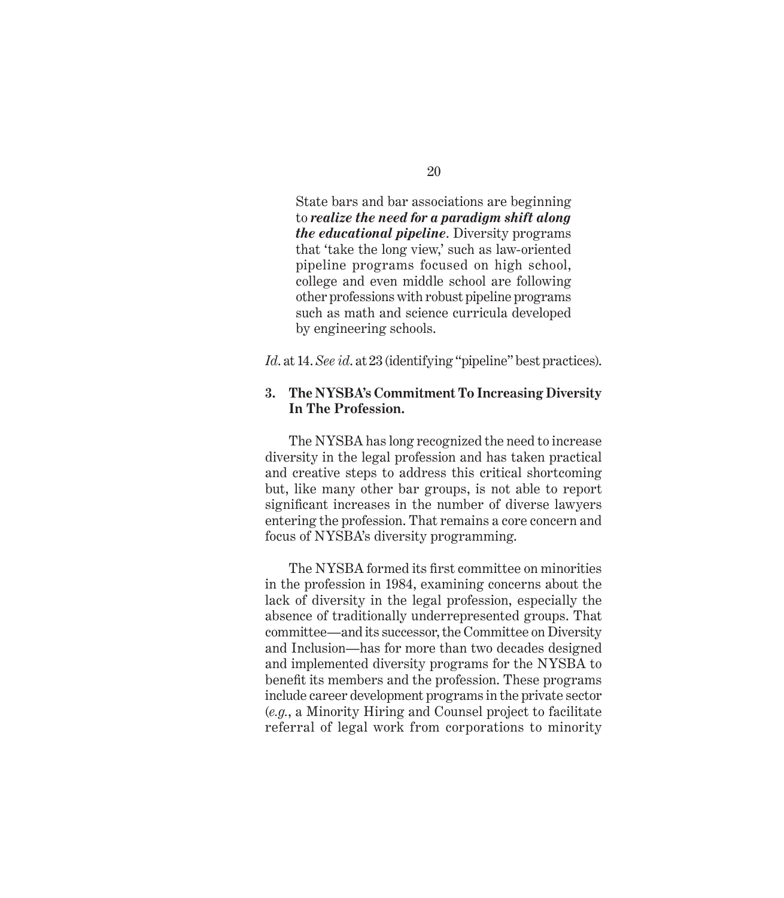> State bars and bar associations are beginning to ***realize the need for a paradigm shift along the educational pipeline***. Diversity programs that 'take the long view,' such as law-oriented pipeline programs focused on high school, college and even middle school are following other professions with robust pipeline programs such as math and science curricula developed by engineering schools.

*Id*. at 14. *See id*. at 23 (identifying "pipeline" best practices).

### 3. The NYSBA's Commitment To Increasing Diversity In The Profession.

The NYSBA has long recognized the need to increase diversity in the legal profession and has taken practical and creative steps to address this critical shortcoming but, like many other bar groups, is not able to report significant increases in the number of diverse lawyers entering the profession. That remains a core concern and focus of NYSBA's diversity programming.

The NYSBA formed its first committee on minorities in the profession in 1984, examining concerns about the lack of diversity in the legal profession, especially the absence of traditionally underrepresented groups. That committee—and its successor, the Committee on Diversity and Inclusion—has for more than two decades designed and implemented diversity programs for the NYSBA to benefit its members and the profession. These programs include career development programs in the private sector (*e.g.*, a Minority Hiring and Counsel project to facilitate referral of legal work from corporations to minority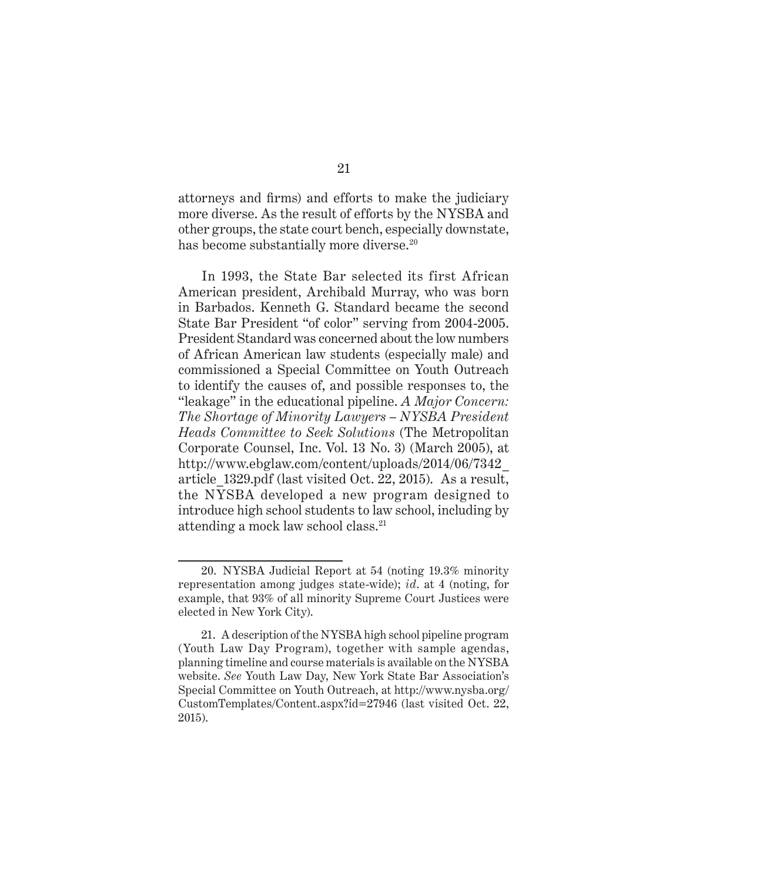attorneys and firms) and efforts to make the judiciary more diverse. As the result of efforts by the NYSBA and other groups, the state court bench, especially downstate, has become substantially more diverse.[20]

In 1993, the State Bar selected its first African American president, Archibald Murray, who was born in Barbados. Kenneth G. Standard became the second State Bar President "of color" serving from 2004-2005. President Standard was concerned about the low numbers of African American law students (especially male) and commissioned a Special Committee on Youth Outreach to identify the causes of, and possible responses to, the "leakage" in the educational pipeline. *A Major Concern: The Shortage of Minority Lawyers – NYSBA President Heads Committee to Seek Solutions* (The Metropolitan Corporate Counsel, Inc. Vol. 13 No. 3) (March 2005), at http://www.ebglaw.com/content/uploads/2014/06/7342_article_1329.pdf (last visited Oct. 22, 2015). As a result, the NYSBA developed a new program designed to introduce high school students to law school, including by attending a mock law school class.[21]

---

20. NYSBA Judicial Report at 54 (noting 19.3% minority representation among judges state-wide); *id*. at 4 (noting, for example, that 93% of all minority Supreme Court Justices were elected in New York City).

21. A description of the NYSBA high school pipeline program (Youth Law Day Program), together with sample agendas, planning timeline and course materials is available on the NYSBA website. *See* Youth Law Day, New York State Bar Association's Special Committee on Youth Outreach, at http://www.nysba.org/CustomTemplates/Content.aspx?id=27946 (last visited Oct. 22, 2015).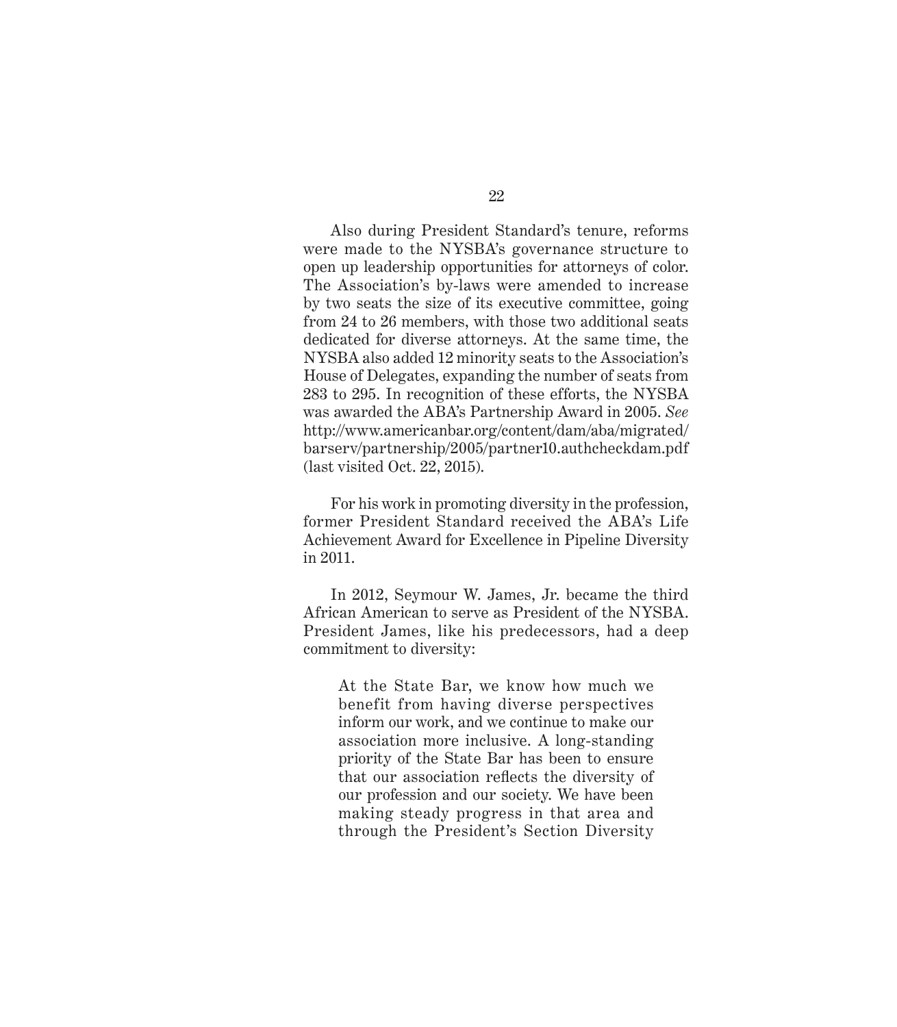Also during President Standard's tenure, reforms were made to the NYSBA's governance structure to open up leadership opportunities for attorneys of color. The Association's by-laws were amended to increase by two seats the size of its executive committee, going from 24 to 26 members, with those two additional seats dedicated for diverse attorneys. At the same time, the NYSBA also added 12 minority seats to the Association's House of Delegates, expanding the number of seats from 283 to 295. In recognition of these efforts, the NYSBA was awarded the ABA's Partnership Award in 2005. *See* http://www.americanbar.org/content/dam/aba/migrated/barserv/partnership/2005/partner10.authcheckdam.pdf (last visited Oct. 22, 2015).

For his work in promoting diversity in the profession, former President Standard received the ABA's Life Achievement Award for Excellence in Pipeline Diversity in 2011.

In 2012, Seymour W. James, Jr. became the third African American to serve as President of the NYSBA. President James, like his predecessors, had a deep commitment to diversity:

> At the State Bar, we know how much we benefit from having diverse perspectives inform our work, and we continue to make our association more inclusive. A long-standing priority of the State Bar has been to ensure that our association reflects the diversity of our profession and our society. We have been making steady progress in that area and through the President's Section Diversity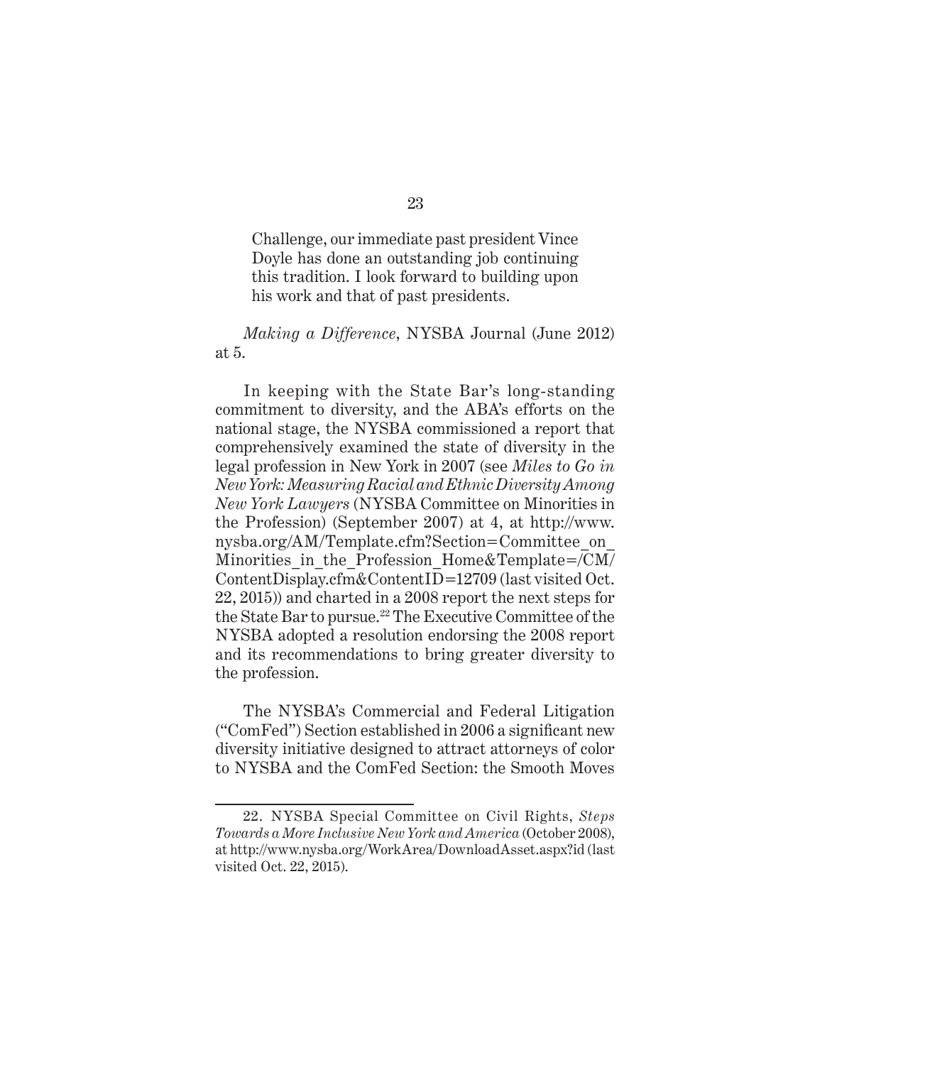> Challenge, our immediate past president Vince Doyle has done an outstanding job continuing this tradition. I look forward to building upon his work and that of past presidents.

*Making a Difference*, NYSBA Journal (June 2012) at 5.

In keeping with the State Bar's long-standing commitment to diversity, and the ABA's efforts on the national stage, the NYSBA commissioned a report that comprehensively examined the state of diversity in the legal profession in New York in 2007 (see *Miles to Go in New York: Measuring Racial and Ethnic Diversity Among New York Lawyers* (NYSBA Committee on Minorities in the Profession) (September 2007) at 4, at http://www.nysba.org/AM/Template.cfm?Section=Committee_on_Minorities_in_the_Profession_Home&Template=/CM/ContentDisplay.cfm&ContentID=12709 (last visited Oct. 22, 2015)) and charted in a 2008 report the next steps for the State Bar to pursue.[22] The Executive Committee of the NYSBA adopted a resolution endorsing the 2008 report and its recommendations to bring greater diversity to the profession.

The NYSBA's Commercial and Federal Litigation ("ComFed") Section established in 2006 a significant new diversity initiative designed to attract attorneys of color to NYSBA and the ComFed Section: the Smooth Moves

---

22. NYSBA Special Committee on Civil Rights, *Steps Towards a More Inclusive New York and America* (October 2008), at http://www.nysba.org/WorkArea/DownloadAsset.aspx?id (last visited Oct. 22, 2015).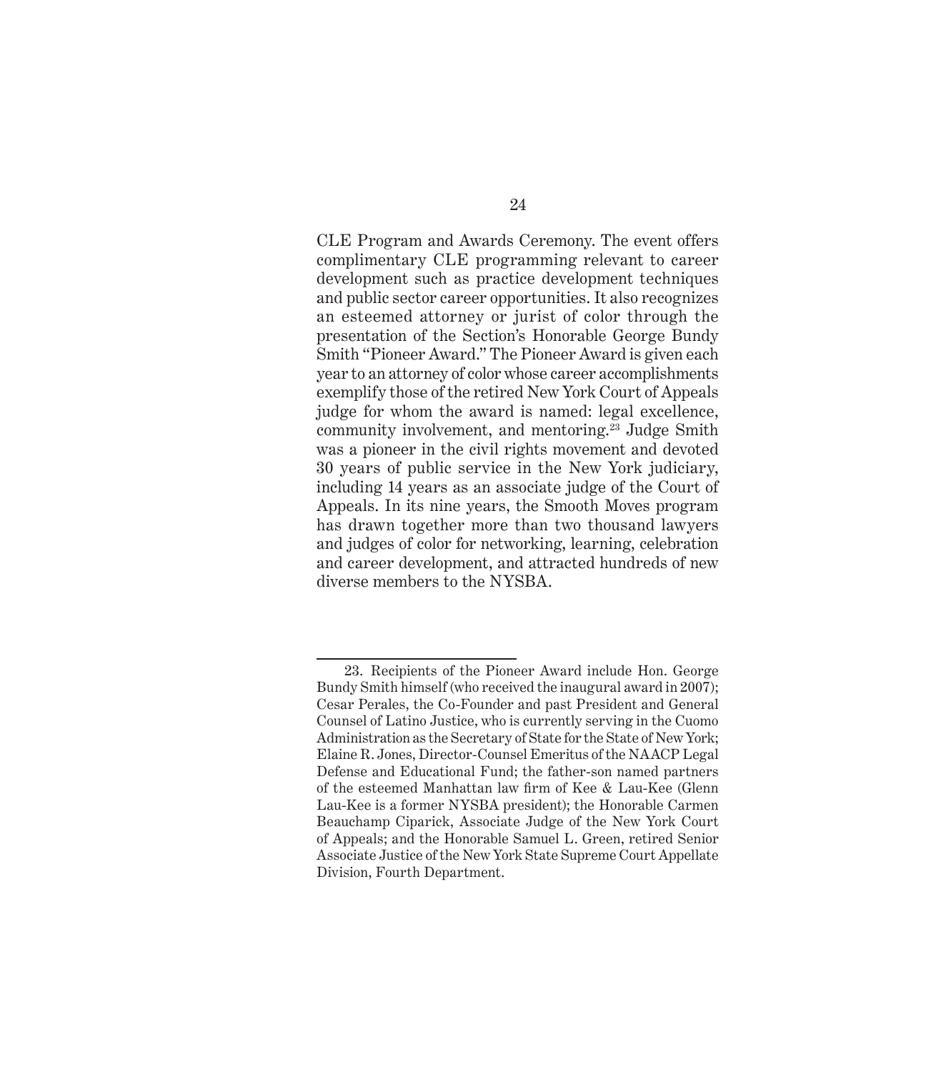CLE Program and Awards Ceremony. The event offers complimentary CLE programming relevant to career development such as practice development techniques and public sector career opportunities. It also recognizes an esteemed attorney or jurist of color through the presentation of the Section's Honorable George Bundy Smith "Pioneer Award." The Pioneer Award is given each year to an attorney of color whose career accomplishments exemplify those of the retired New York Court of Appeals judge for whom the award is named: legal excellence, community involvement, and mentoring.[23] Judge Smith was a pioneer in the civil rights movement and devoted 30 years of public service in the New York judiciary, including 14 years as an associate judge of the Court of Appeals. In its nine years, the Smooth Moves program has drawn together more than two thousand lawyers and judges of color for networking, learning, celebration and career development, and attracted hundreds of new diverse members to the NYSBA.

---

23. Recipients of the Pioneer Award include Hon. George Bundy Smith himself (who received the inaugural award in 2007); Cesar Perales, the Co-Founder and past President and General Counsel of Latino Justice, who is currently serving in the Cuomo Administration as the Secretary of State for the State of New York; Elaine R. Jones, Director-Counsel Emeritus of the NAACP Legal Defense and Educational Fund; the father-son named partners of the esteemed Manhattan law firm of Kee & Lau-Kee (Glenn Lau-Kee is a former NYSBA president); the Honorable Carmen Beauchamp Ciparick, Associate Judge of the New York Court of Appeals; and the Honorable Samuel L. Green, retired Senior Associate Justice of the New York State Supreme Court Appellate Division, Fourth Department.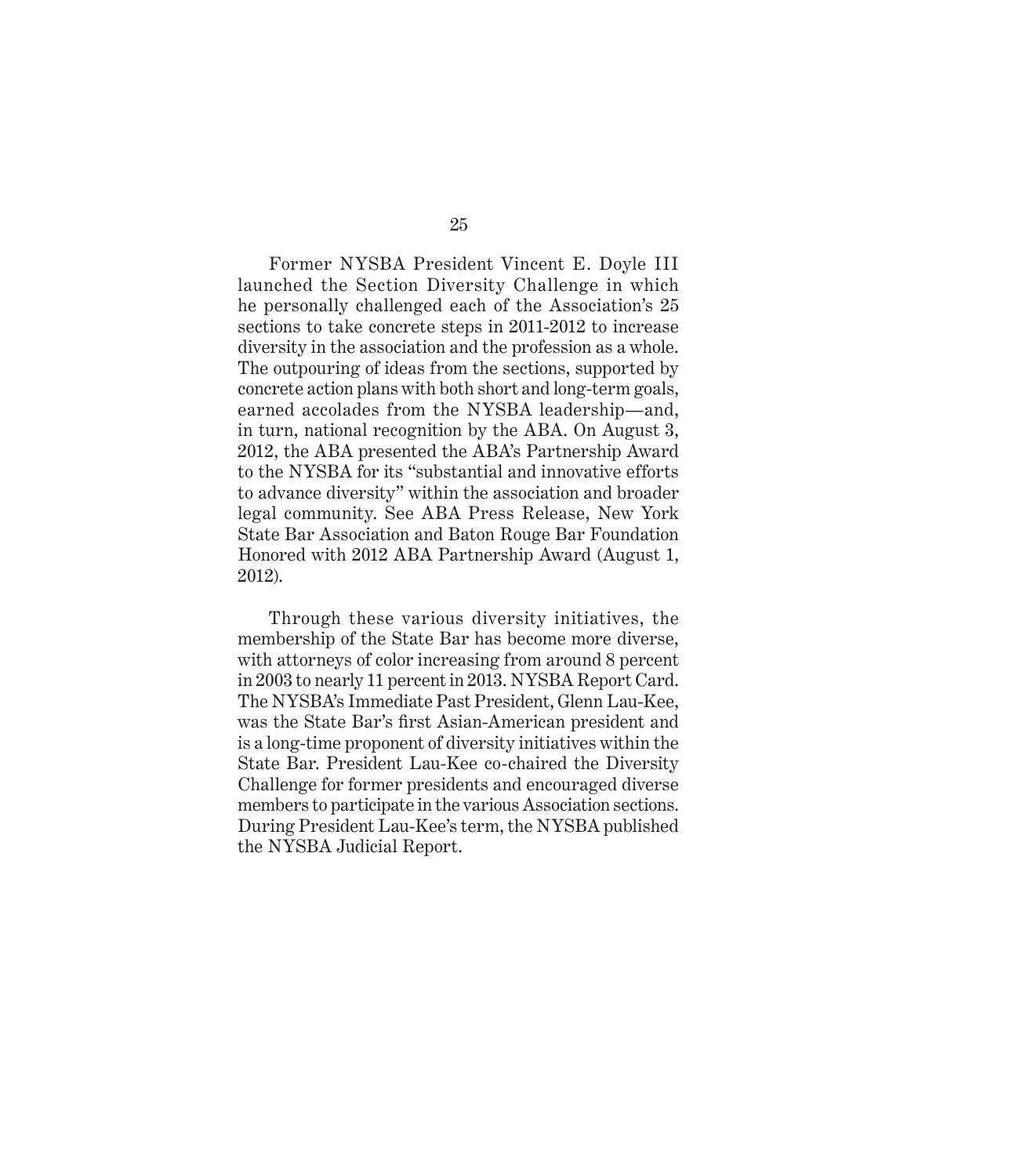Former NYSBA President Vincent E. Doyle III launched the Section Diversity Challenge in which he personally challenged each of the Association's 25 sections to take concrete steps in 2011-2012 to increase diversity in the association and the profession as a whole. The outpouring of ideas from the sections, supported by concrete action plans with both short and long-term goals, earned accolades from the NYSBA leadership—and, in turn, national recognition by the ABA. On August 3, 2012, the ABA presented the ABA's Partnership Award to the NYSBA for its "substantial and innovative efforts to advance diversity" within the association and broader legal community. See ABA Press Release, New York State Bar Association and Baton Rouge Bar Foundation Honored with 2012 ABA Partnership Award (August 1, 2012).

Through these various diversity initiatives, the membership of the State Bar has become more diverse, with attorneys of color increasing from around 8 percent in 2003 to nearly 11 percent in 2013. NYSBA Report Card. The NYSBA's Immediate Past President, Glenn Lau-Kee, was the State Bar's first Asian-American president and is a long-time proponent of diversity initiatives within the State Bar. President Lau-Kee co-chaired the Diversity Challenge for former presidents and encouraged diverse members to participate in the various Association sections. During President Lau-Kee's term, the NYSBA published the NYSBA Judicial Report.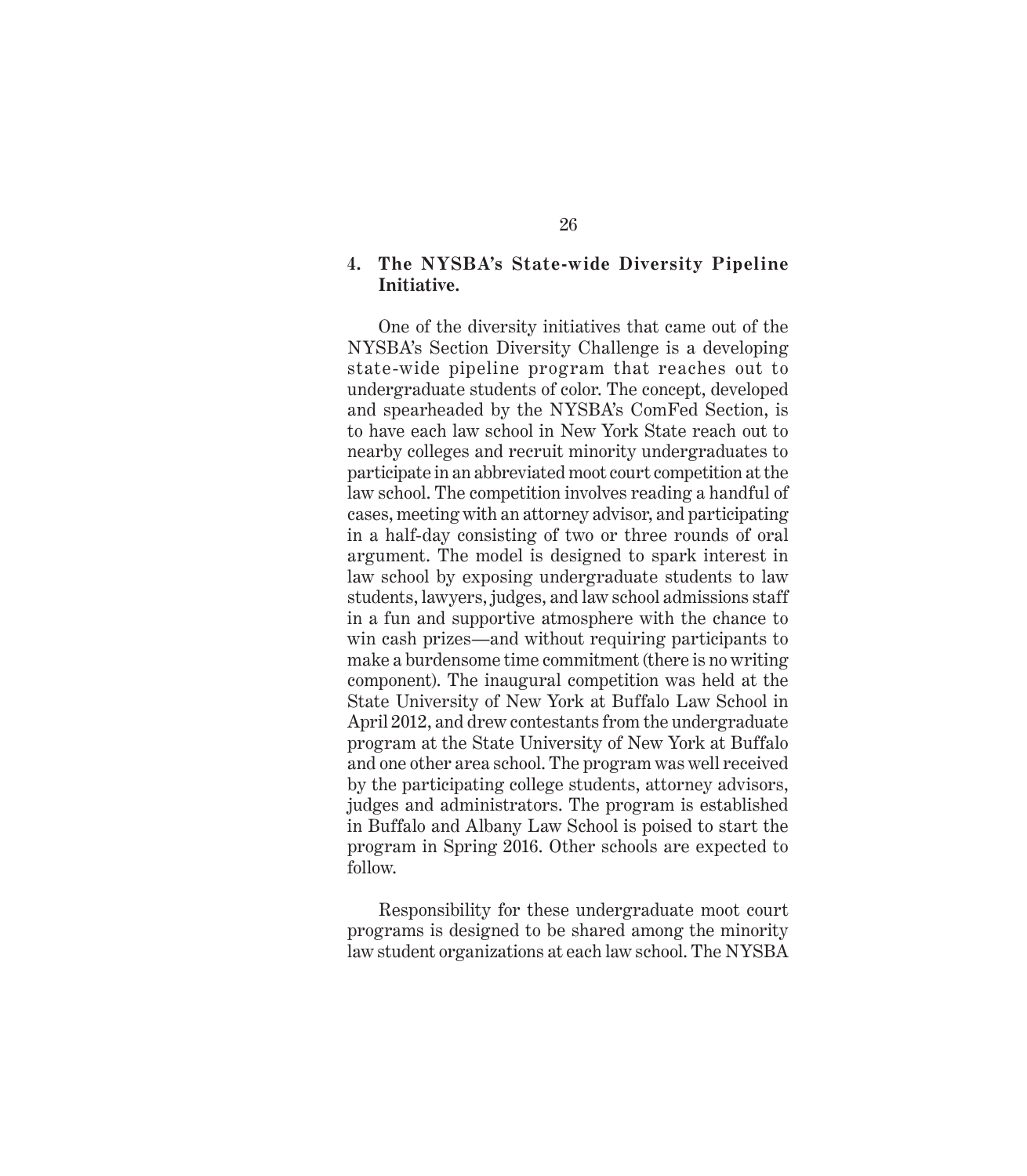### 4. The NYSBA's State-wide Diversity Pipeline Initiative.

One of the diversity initiatives that came out of the NYSBA's Section Diversity Challenge is a developing state-wide pipeline program that reaches out to undergraduate students of color. The concept, developed and spearheaded by the NYSBA's ComFed Section, is to have each law school in New York State reach out to nearby colleges and recruit minority undergraduates to participate in an abbreviated moot court competition at the law school. The competition involves reading a handful of cases, meeting with an attorney advisor, and participating in a half-day consisting of two or three rounds of oral argument. The model is designed to spark interest in law school by exposing undergraduate students to law students, lawyers, judges, and law school admissions staff in a fun and supportive atmosphere with the chance to win cash prizes—and without requiring participants to make a burdensome time commitment (there is no writing component). The inaugural competition was held at the State University of New York at Buffalo Law School in April 2012, and drew contestants from the undergraduate program at the State University of New York at Buffalo and one other area school. The program was well received by the participating college students, attorney advisors, judges and administrators. The program is established in Buffalo and Albany Law School is poised to start the program in Spring 2016. Other schools are expected to follow.

Responsibility for these undergraduate moot court programs is designed to be shared among the minority law student organizations at each law school. The NYSBA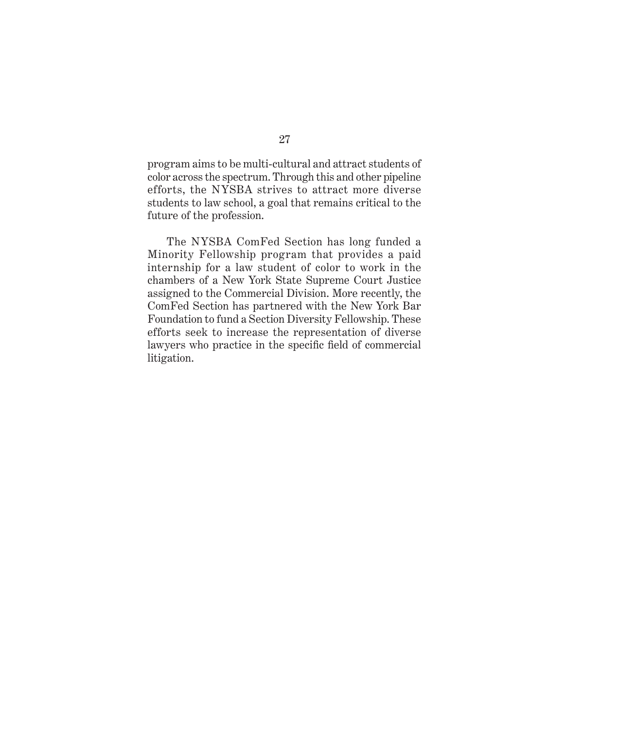program aims to be multi-cultural and attract students of color across the spectrum. Through this and other pipeline efforts, the NYSBA strives to attract more diverse students to law school, a goal that remains critical to the future of the profession.

The NYSBA ComFed Section has long funded a Minority Fellowship program that provides a paid internship for a law student of color to work in the chambers of a New York State Supreme Court Justice assigned to the Commercial Division. More recently, the ComFed Section has partnered with the New York Bar Foundation to fund a Section Diversity Fellowship. These efforts seek to increase the representation of diverse lawyers who practice in the specific field of commercial litigation.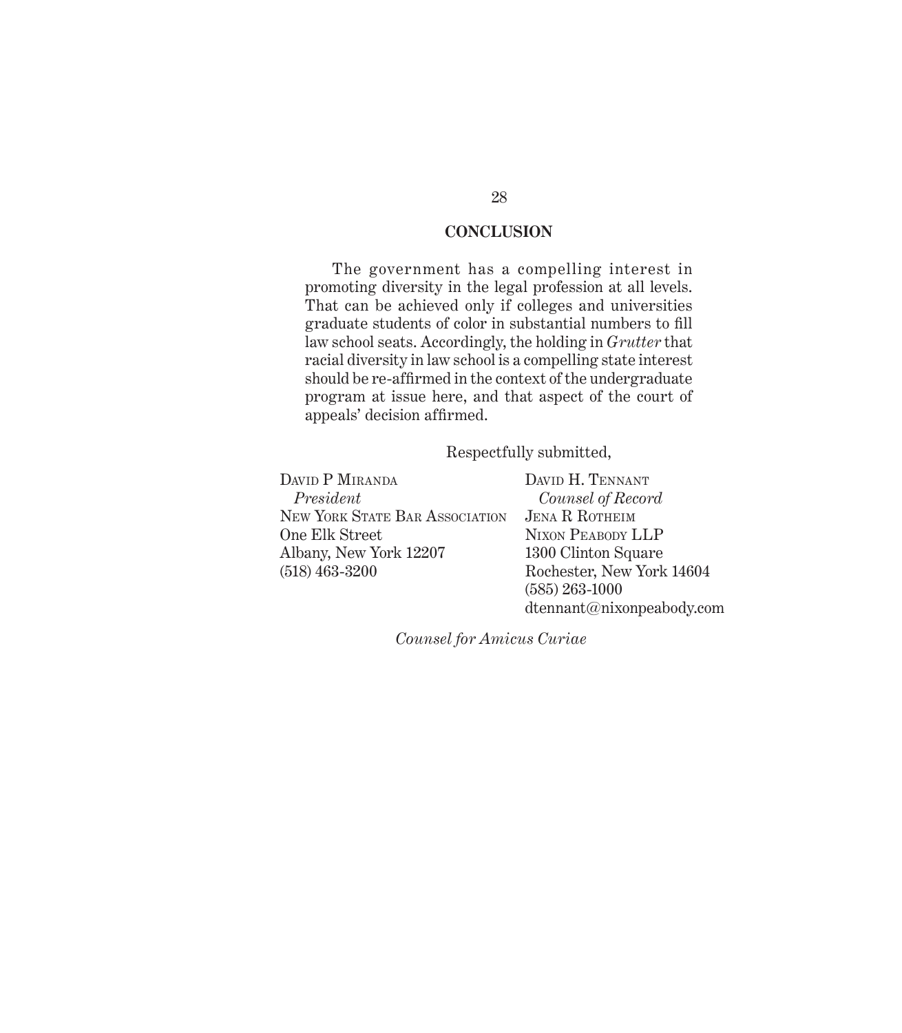## CONCLUSION

The government has a compelling interest in promoting diversity in the legal profession at all levels. That can be achieved only if colleges and universities graduate students of color in substantial numbers to fill law school seats. Accordingly, the holding in *Grutter* that racial diversity in law school is a compelling state interest should be re-affirmed in the context of the undergraduate program at issue here, and that aspect of the court of appeals' decision affirmed.

Respectfully submitted,

David P Miranda
*President*
New York State Bar Association
One Elk Street
Albany, New York 12207
(518) 463-3200

David H. Tennant
*Counsel of Record*
Jena R Rotheim
Nixon Peabody LLP
1300 Clinton Square
Rochester, New York 14604
(585) 263-1000
dtennant@nixonpeabody.com

*Counsel for Amicus Curiae*